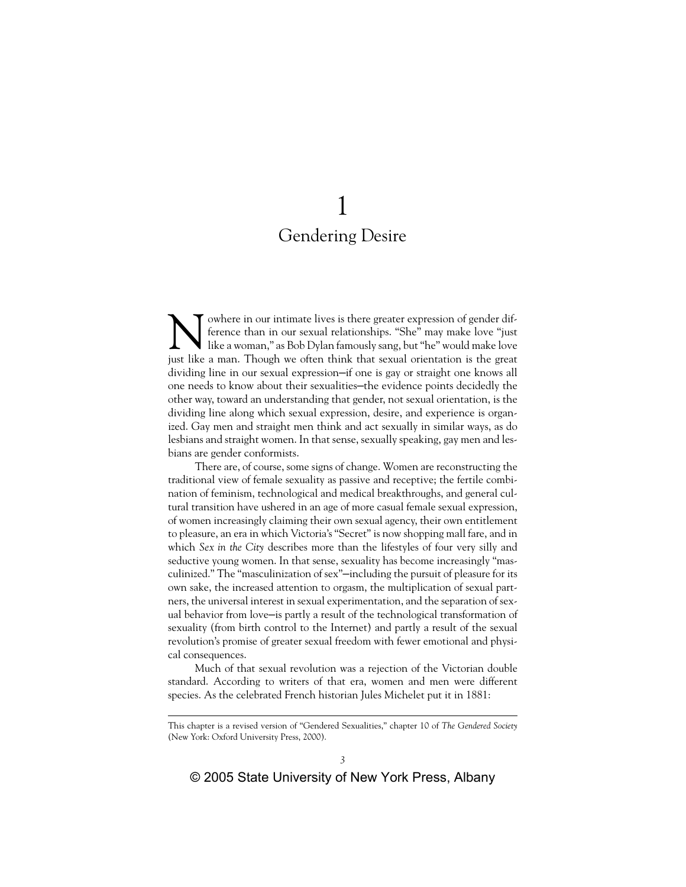# 1
# Gendering Desire

Nowhere in our intimate lives is there greater expression of gender difference than in our sexual relationships. "She" may make love "just like a woman," as Bob Dylan famously sang, but "he" would make love just like a man. Though we often think that sexual orientation is the great dividing line in our sexual expression—if one is gay or straight one knows all one needs to know about their sexualities—the evidence points decidedly the other way, toward an understanding that gender, not sexual orientation, is the dividing line along which sexual expression, desire, and experience is organized. Gay men and straight men think and act sexually in similar ways, as do lesbians and straight women. In that sense, sexually speaking, gay men and lesbians are gender conformists.

There are, of course, some signs of change. Women are reconstructing the traditional view of female sexuality as passive and receptive; the fertile combination of feminism, technological and medical breakthroughs, and general cultural transition have ushered in an age of more casual female sexual expression, of women increasingly claiming their own sexual agency, their own entitlement to pleasure, an era in which Victoria's "Secret" is now shopping mall fare, and in which *Sex in the City* describes more than the lifestyles of four very silly and seductive young women. In that sense, sexuality has become increasingly "masculinized." The "masculinization of sex"—including the pursuit of pleasure for its own sake, the increased attention to orgasm, the multiplication of sexual partners, the universal interest in sexual experimentation, and the separation of sexual behavior from love—is partly a result of the technological transformation of sexuality (from birth control to the Internet) and partly a result of the sexual revolution's promise of greater sexual freedom with fewer emotional and physical consequences.

Much of that sexual revolution was a rejection of the Victorian double standard. According to writers of that era, women and men were different species. As the celebrated French historian Jules Michelet put it in 1881:

---

This chapter is a revised version of "Gendered Sexualities," chapter 10 of *The Gendered Society* (New York: Oxford University Press, 2000).

© 2005 State University of New York Press, Albany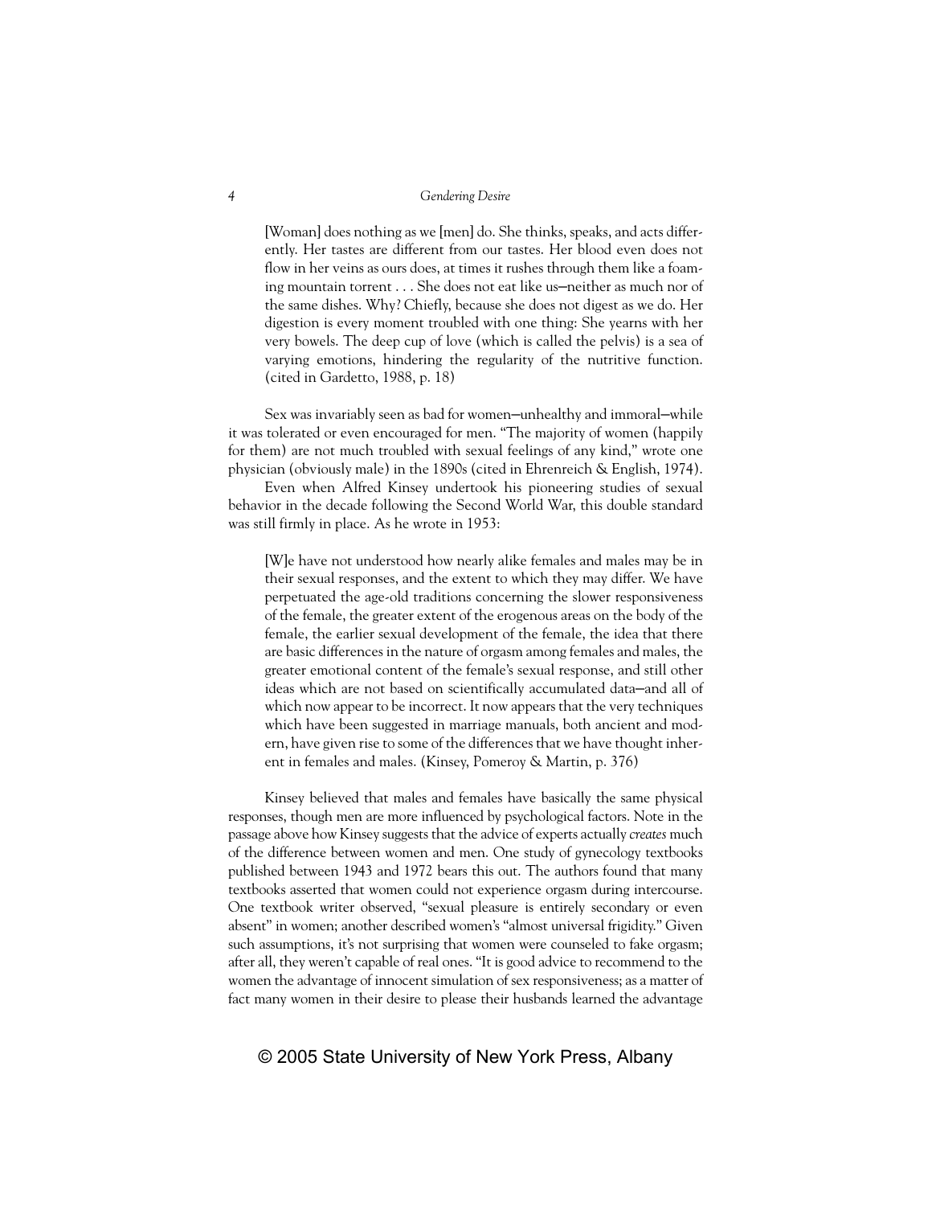> [Woman] does nothing as we [men] do. She thinks, speaks, and acts differently. Her tastes are different from our tastes. Her blood even does not flow in her veins as ours does, at times it rushes through them like a foaming mountain torrent . . . She does not eat like us—neither as much nor of the same dishes. Why? Chiefly, because she does not digest as we do. Her digestion is every moment troubled with one thing: She yearns with her very bowels. The deep cup of love (which is called the pelvis) is a sea of varying emotions, hindering the regularity of the nutritive function. (cited in Gardetto, 1988, p. 18)

Sex was invariably seen as bad for women—unhealthy and immoral—while it was tolerated or even encouraged for men. "The majority of women (happily for them) are not much troubled with sexual feelings of any kind," wrote one physician (obviously male) in the 1890s (cited in Ehrenreich & English, 1974).

Even when Alfred Kinsey undertook his pioneering studies of sexual behavior in the decade following the Second World War, this double standard was still firmly in place. As he wrote in 1953:

> [W]e have not understood how nearly alike females and males may be in their sexual responses, and the extent to which they may differ. We have perpetuated the age-old traditions concerning the slower responsiveness of the female, the greater extent of the erogenous areas on the body of the female, the earlier sexual development of the female, the idea that there are basic differences in the nature of orgasm among females and males, the greater emotional content of the female's sexual response, and still other ideas which are not based on scientifically accumulated data—and all of which now appear to be incorrect. It now appears that the very techniques which have been suggested in marriage manuals, both ancient and modern, have given rise to some of the differences that we have thought inherent in females and males. (Kinsey, Pomeroy & Martin, p. 376)

Kinsey believed that males and females have basically the same physical responses, though men are more influenced by psychological factors. Note in the passage above how Kinsey suggests that the advice of experts actually *creates* much of the difference between women and men. One study of gynecology textbooks published between 1943 and 1972 bears this out. The authors found that many textbooks asserted that women could not experience orgasm during intercourse. One textbook writer observed, "sexual pleasure is entirely secondary or even absent" in women; another described women's "almost universal frigidity." Given such assumptions, it's not surprising that women were counseled to fake orgasm; after all, they weren't capable of real ones. "It is good advice to recommend to the women the advantage of innocent simulation of sex responsiveness; as a matter of fact many women in their desire to please their husbands learned the advantage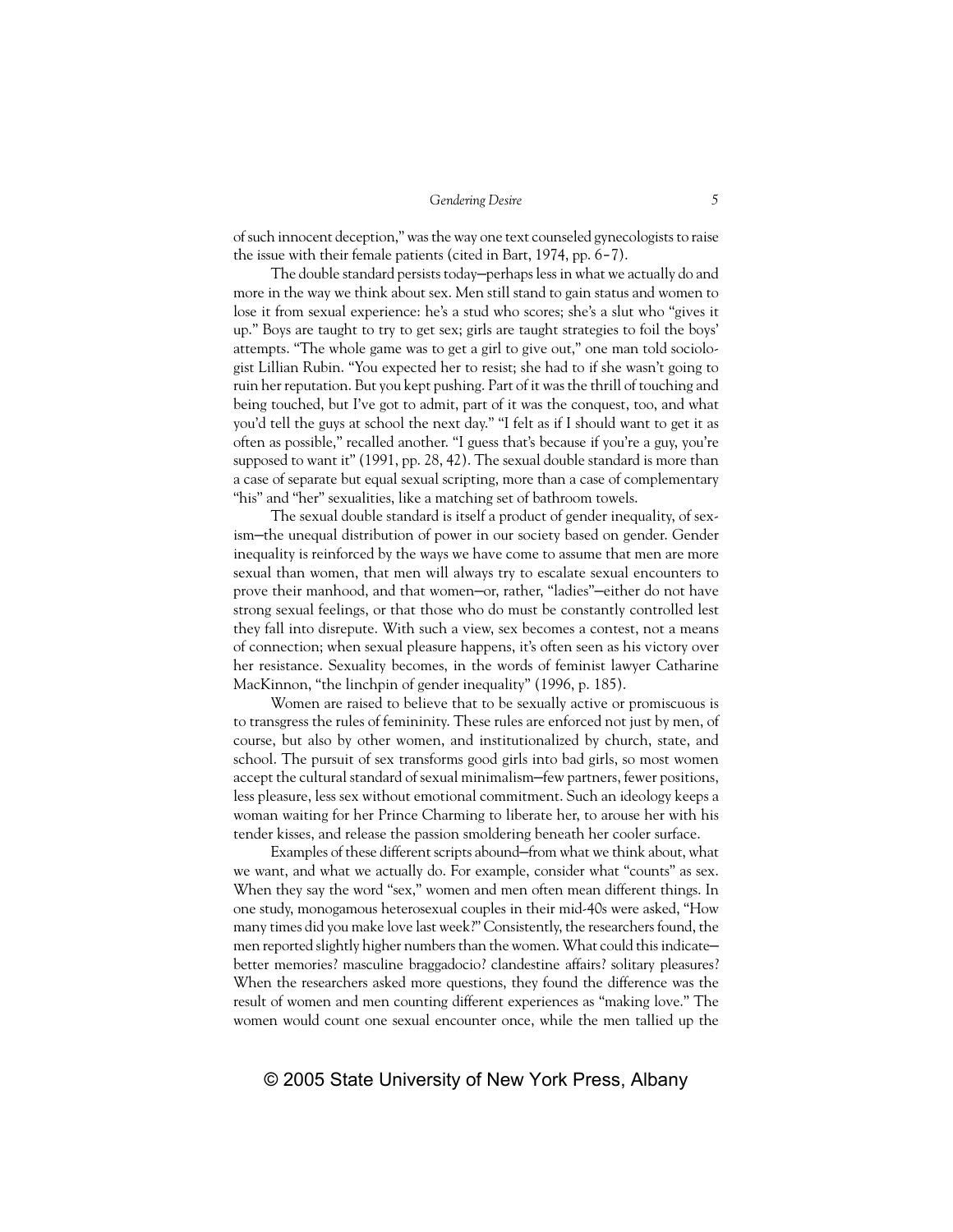of such innocent deception," was the way one text counseled gynecologists to raise the issue with their female patients (cited in Bart, 1974, pp. 6–7).

The double standard persists today—perhaps less in what we actually do and more in the way we think about sex. Men still stand to gain status and women to lose it from sexual experience: he's a stud who scores; she's a slut who "gives it up." Boys are taught to try to get sex; girls are taught strategies to foil the boys' attempts. "The whole game was to get a girl to give out," one man told sociologist Lillian Rubin. "You expected her to resist; she had to if she wasn't going to ruin her reputation. But you kept pushing. Part of it was the thrill of touching and being touched, but I've got to admit, part of it was the conquest, too, and what you'd tell the guys at school the next day." "I felt as if I should want to get it as often as possible," recalled another. "I guess that's because if you're a guy, you're supposed to want it" (1991, pp. 28, 42). The sexual double standard is more than a case of separate but equal sexual scripting, more than a case of complementary "his" and "her" sexualities, like a matching set of bathroom towels.

The sexual double standard is itself a product of gender inequality, of sexism—the unequal distribution of power in our society based on gender. Gender inequality is reinforced by the ways we have come to assume that men are more sexual than women, that men will always try to escalate sexual encounters to prove their manhood, and that women—or, rather, "ladies"—either do not have strong sexual feelings, or that those who do must be constantly controlled lest they fall into disrepute. With such a view, sex becomes a contest, not a means of connection; when sexual pleasure happens, it's often seen as his victory over her resistance. Sexuality becomes, in the words of feminist lawyer Catharine MacKinnon, "the linchpin of gender inequality" (1996, p. 185).

Women are raised to believe that to be sexually active or promiscuous is to transgress the rules of femininity. These rules are enforced not just by men, of course, but also by other women, and institutionalized by church, state, and school. The pursuit of sex transforms good girls into bad girls, so most women accept the cultural standard of sexual minimalism—few partners, fewer positions, less pleasure, less sex without emotional commitment. Such an ideology keeps a woman waiting for her Prince Charming to liberate her, to arouse her with his tender kisses, and release the passion smoldering beneath her cooler surface.

Examples of these different scripts abound—from what we think about, what we want, and what we actually do. For example, consider what "counts" as sex. When they say the word "sex," women and men often mean different things. In one study, monogamous heterosexual couples in their mid-40s were asked, "How many times did you make love last week?" Consistently, the researchers found, the men reported slightly higher numbers than the women. What could this indicate—better memories? masculine braggadocio? clandestine affairs? solitary pleasures? When the researchers asked more questions, they found the difference was the result of women and men counting different experiences as "making love." The women would count one sexual encounter once, while the men tallied up the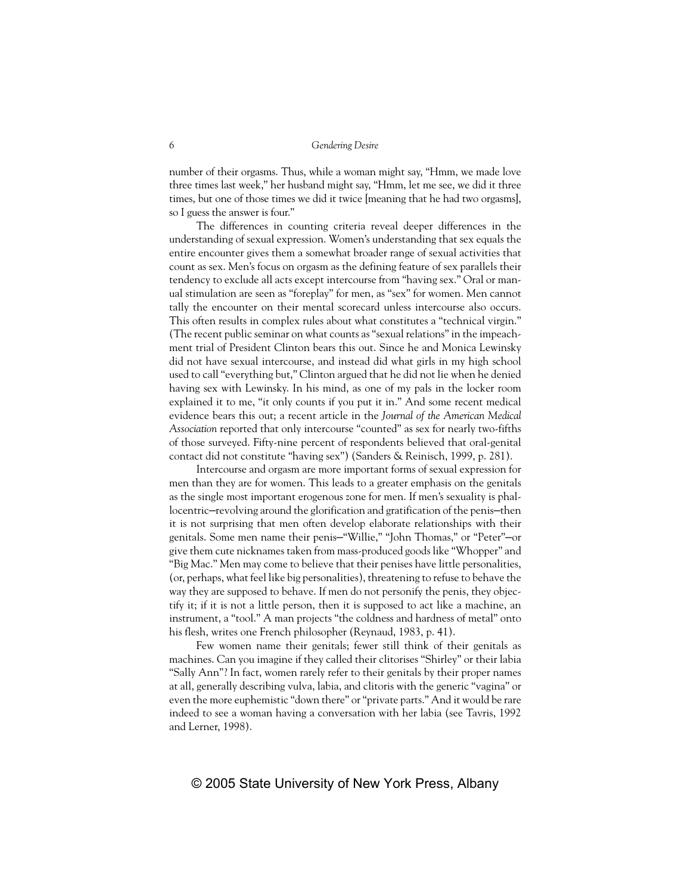number of their orgasms. Thus, while a woman might say, "Hmm, we made love three times last week," her husband might say, "Hmm, let me see, we did it three times, but one of those times we did it twice [meaning that he had two orgasms], so I guess the answer is four."

The differences in counting criteria reveal deeper differences in the understanding of sexual expression. Women's understanding that sex equals the entire encounter gives them a somewhat broader range of sexual activities that count as sex. Men's focus on orgasm as the defining feature of sex parallels their tendency to exclude all acts except intercourse from "having sex." Oral or manual stimulation are seen as "foreplay" for men, as "sex" for women. Men cannot tally the encounter on their mental scorecard unless intercourse also occurs. This often results in complex rules about what constitutes a "technical virgin." (The recent public seminar on what counts as "sexual relations" in the impeachment trial of President Clinton bears this out. Since he and Monica Lewinsky did not have sexual intercourse, and instead did what girls in my high school used to call "everything but," Clinton argued that he did not lie when he denied having sex with Lewinsky. In his mind, as one of my pals in the locker room explained it to me, "it only counts if you put it in." And some recent medical evidence bears this out; a recent article in the *Journal of the American Medical Association* reported that only intercourse "counted" as sex for nearly two-fifths of those surveyed. Fifty-nine percent of respondents believed that oral-genital contact did not constitute "having sex") (Sanders & Reinisch, 1999, p. 281).

Intercourse and orgasm are more important forms of sexual expression for men than they are for women. This leads to a greater emphasis on the genitals as the single most important erogenous zone for men. If men's sexuality is phallocentric—revolving around the glorification and gratification of the penis—then it is not surprising that men often develop elaborate relationships with their genitals. Some men name their penis—"Willie," "John Thomas," or "Peter"—or give them cute nicknames taken from mass-produced goods like "Whopper" and "Big Mac." Men may come to believe that their penises have little personalities, (or, perhaps, what feel like big personalities), threatening to refuse to behave the way they are supposed to behave. If men do not personify the penis, they objectify it; if it is not a little person, then it is supposed to act like a machine, an instrument, a "tool." A man projects "the coldness and hardness of metal" onto his flesh, writes one French philosopher (Reynaud, 1983, p. 41).

Few women name their genitals; fewer still think of their genitals as machines. Can you imagine if they called their clitorises "Shirley" or their labia "Sally Ann"? In fact, women rarely refer to their genitals by their proper names at all, generally describing vulva, labia, and clitoris with the generic "vagina" or even the more euphemistic "down there" or "private parts." And it would be rare indeed to see a woman having a conversation with her labia (see Tavris, 1992 and Lerner, 1998).

© 2005 State University of New York Press, Albany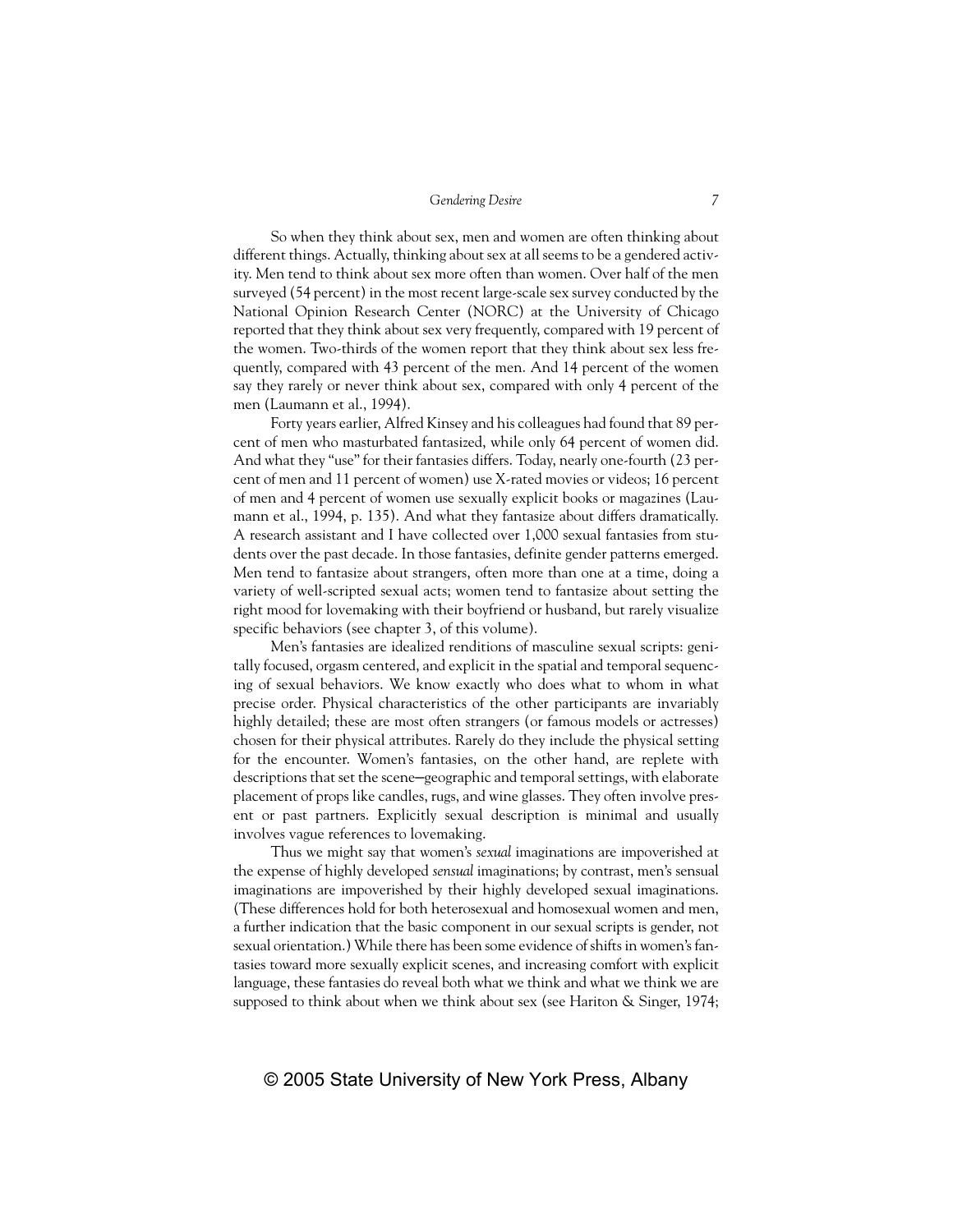So when they think about sex, men and women are often thinking about different things. Actually, thinking about sex at all seems to be a gendered activity. Men tend to think about sex more often than women. Over half of the men surveyed (54 percent) in the most recent large-scale sex survey conducted by the National Opinion Research Center (NORC) at the University of Chicago reported that they think about sex very frequently, compared with 19 percent of the women. Two-thirds of the women report that they think about sex less frequently, compared with 43 percent of the men. And 14 percent of the women say they rarely or never think about sex, compared with only 4 percent of the men (Laumann et al., 1994).

Forty years earlier, Alfred Kinsey and his colleagues had found that 89 percent of men who masturbated fantasized, while only 64 percent of women did. And what they "use" for their fantasies differs. Today, nearly one-fourth (23 percent of men and 11 percent of women) use X-rated movies or videos; 16 percent of men and 4 percent of women use sexually explicit books or magazines (Laumann et al., 1994, p. 135). And what they fantasize about differs dramatically. A research assistant and I have collected over 1,000 sexual fantasies from students over the past decade. In those fantasies, definite gender patterns emerged. Men tend to fantasize about strangers, often more than one at a time, doing a variety of well-scripted sexual acts; women tend to fantasize about setting the right mood for lovemaking with their boyfriend or husband, but rarely visualize specific behaviors (see chapter 3, of this volume).

Men's fantasies are idealized renditions of masculine sexual scripts: genitally focused, orgasm centered, and explicit in the spatial and temporal sequencing of sexual behaviors. We know exactly who does what to whom in what precise order. Physical characteristics of the other participants are invariably highly detailed; these are most often strangers (or famous models or actresses) chosen for their physical attributes. Rarely do they include the physical setting for the encounter. Women's fantasies, on the other hand, are replete with descriptions that set the scene—geographic and temporal settings, with elaborate placement of props like candles, rugs, and wine glasses. They often involve present or past partners. Explicitly sexual description is minimal and usually involves vague references to lovemaking.

Thus we might say that women's *sexual* imaginations are impoverished at the expense of highly developed *sensual* imaginations; by contrast, men's sensual imaginations are impoverished by their highly developed sexual imaginations. (These differences hold for both heterosexual and homosexual women and men, a further indication that the basic component in our sexual scripts is gender, not sexual orientation.) While there has been some evidence of shifts in women's fantasies toward more sexually explicit scenes, and increasing comfort with explicit language, these fantasies do reveal both what we think and what we think we are supposed to think about when we think about sex (see Hariton & Singer, 1974;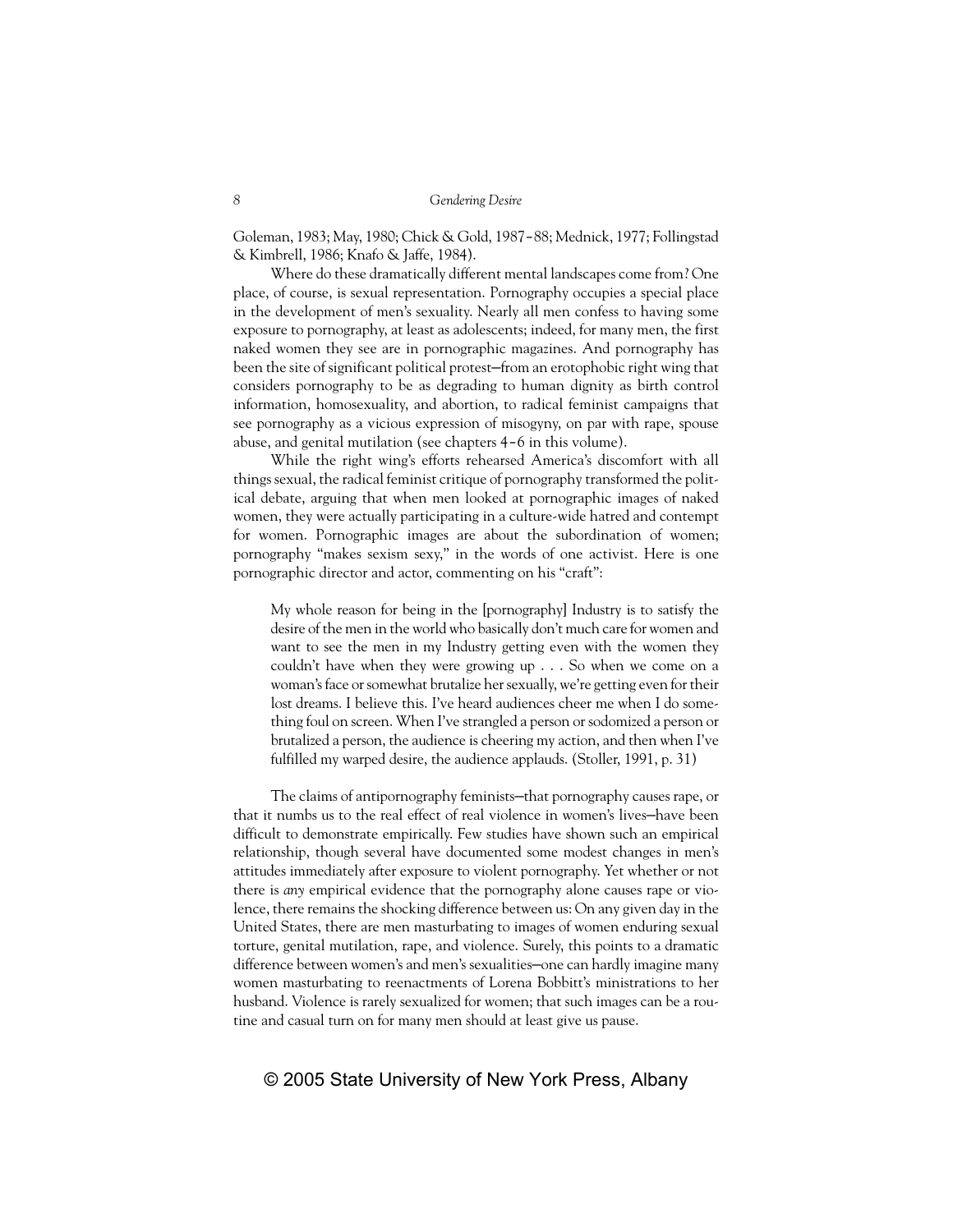Goleman, 1983; May, 1980; Chick & Gold, 1987–88; Mednick, 1977; Follingstad & Kimbrell, 1986; Knafo & Jaffe, 1984).

Where do these dramatically different mental landscapes come from? One place, of course, is sexual representation. Pornography occupies a special place in the development of men's sexuality. Nearly all men confess to having some exposure to pornography, at least as adolescents; indeed, for many men, the first naked women they see are in pornographic magazines. And pornography has been the site of significant political protest—from an erotophobic right wing that considers pornography to be as degrading to human dignity as birth control information, homosexuality, and abortion, to radical feminist campaigns that see pornography as a vicious expression of misogyny, on par with rape, spouse abuse, and genital mutilation (see chapters 4–6 in this volume).

While the right wing's efforts rehearsed America's discomfort with all things sexual, the radical feminist critique of pornography transformed the political debate, arguing that when men looked at pornographic images of naked women, they were actually participating in a culture-wide hatred and contempt for women. Pornographic images are about the subordination of women; pornography "makes sexism sexy," in the words of one activist. Here is one pornographic director and actor, commenting on his "craft":

> My whole reason for being in the [pornography] Industry is to satisfy the desire of the men in the world who basically don't much care for women and want to see the men in my Industry getting even with the women they couldn't have when they were growing up . . . So when we come on a woman's face or somewhat brutalize her sexually, we're getting even for their lost dreams. I believe this. I've heard audiences cheer me when I do something foul on screen. When I've strangled a person or sodomized a person or brutalized a person, the audience is cheering my action, and then when I've fulfilled my warped desire, the audience applauds. (Stoller, 1991, p. 31)

The claims of antipornography feminists—that pornography causes rape, or that it numbs us to the real effect of real violence in women's lives—have been difficult to demonstrate empirically. Few studies have shown such an empirical relationship, though several have documented some modest changes in men's attitudes immediately after exposure to violent pornography. Yet whether or not there is *any* empirical evidence that the pornography alone causes rape or violence, there remains the shocking difference between us: On any given day in the United States, there are men masturbating to images of women enduring sexual torture, genital mutilation, rape, and violence. Surely, this points to a dramatic difference between women's and men's sexualities—one can hardly imagine many women masturbating to reenactments of Lorena Bobbitt's ministrations to her husband. Violence is rarely sexualized for women; that such images can be a routine and casual turn on for many men should at least give us pause.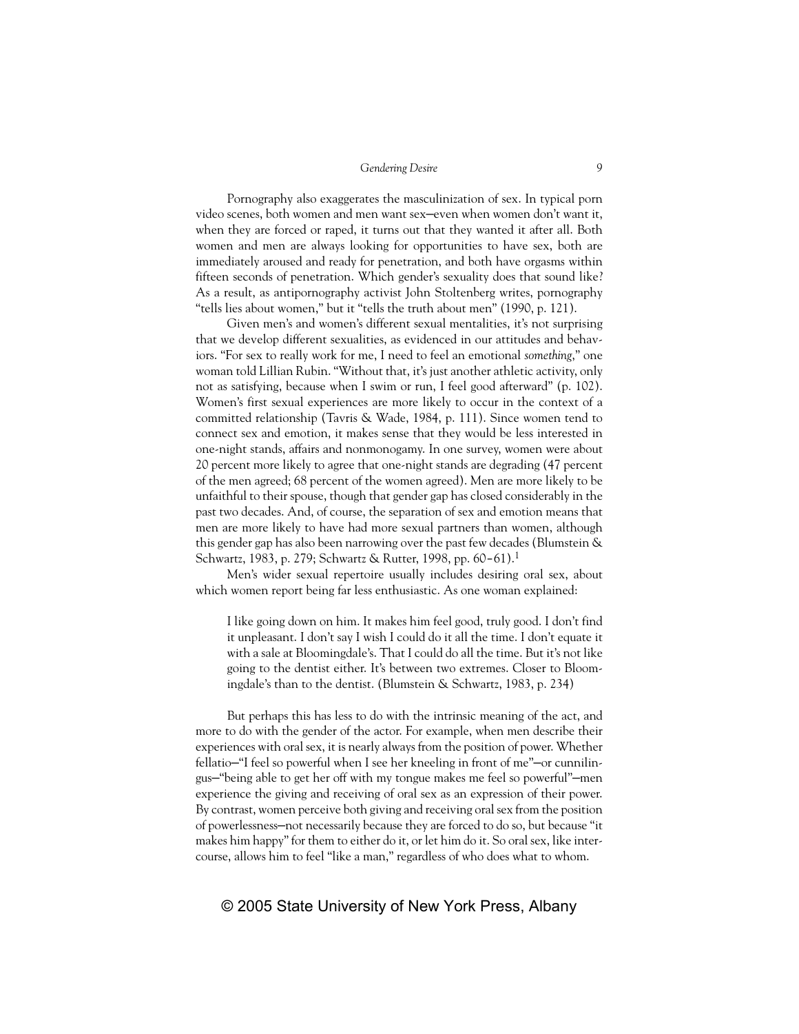Pornography also exaggerates the masculinization of sex. In typical porn video scenes, both women and men want sex—even when women don't want it, when they are forced or raped, it turns out that they wanted it after all. Both women and men are always looking for opportunities to have sex, both are immediately aroused and ready for penetration, and both have orgasms within fifteen seconds of penetration. Which gender's sexuality does that sound like? As a result, as antipornography activist John Stoltenberg writes, pornography "tells lies about women," but it "tells the truth about men" (1990, p. 121).

Given men's and women's different sexual mentalities, it's not surprising that we develop different sexualities, as evidenced in our attitudes and behaviors. "For sex to really work for me, I need to feel an emotional *something*," one woman told Lillian Rubin. "Without that, it's just another athletic activity, only not as satisfying, because when I swim or run, I feel good afterward" (p. 102). Women's first sexual experiences are more likely to occur in the context of a committed relationship (Tavris & Wade, 1984, p. 111). Since women tend to connect sex and emotion, it makes sense that they would be less interested in one-night stands, affairs and nonmonogamy. In one survey, women were about 20 percent more likely to agree that one-night stands are degrading (47 percent of the men agreed; 68 percent of the women agreed). Men are more likely to be unfaithful to their spouse, though that gender gap has closed considerably in the past two decades. And, of course, the separation of sex and emotion means that men are more likely to have had more sexual partners than women, although this gender gap has also been narrowing over the past few decades (Blumstein & Schwartz, 1983, p. 279; Schwartz & Rutter, 1998, pp. 60–61).[1]

Men's wider sexual repertoire usually includes desiring oral sex, about which women report being far less enthusiastic. As one woman explained:

> I like going down on him. It makes him feel good, truly good. I don't find it unpleasant. I don't say I wish I could do it all the time. I don't equate it with a sale at Bloomingdale's. That I could do all the time. But it's not like going to the dentist either. It's between two extremes. Closer to Bloomingdale's than to the dentist. (Blumstein & Schwartz, 1983, p. 234)

But perhaps this has less to do with the intrinsic meaning of the act, and more to do with the gender of the actor. For example, when men describe their experiences with oral sex, it is nearly always from the position of power. Whether fellatio—"I feel so powerful when I see her kneeling in front of me"—or cunnilingus—"being able to get her off with my tongue makes me feel so powerful"—men experience the giving and receiving of oral sex as an expression of their power. By contrast, women perceive both giving and receiving oral sex from the position of powerlessness—not necessarily because they are forced to do so, but because "it makes him happy" for them to either do it, or let him do it. So oral sex, like intercourse, allows him to feel "like a man," regardless of who does what to whom.

© 2005 State University of New York Press, Albany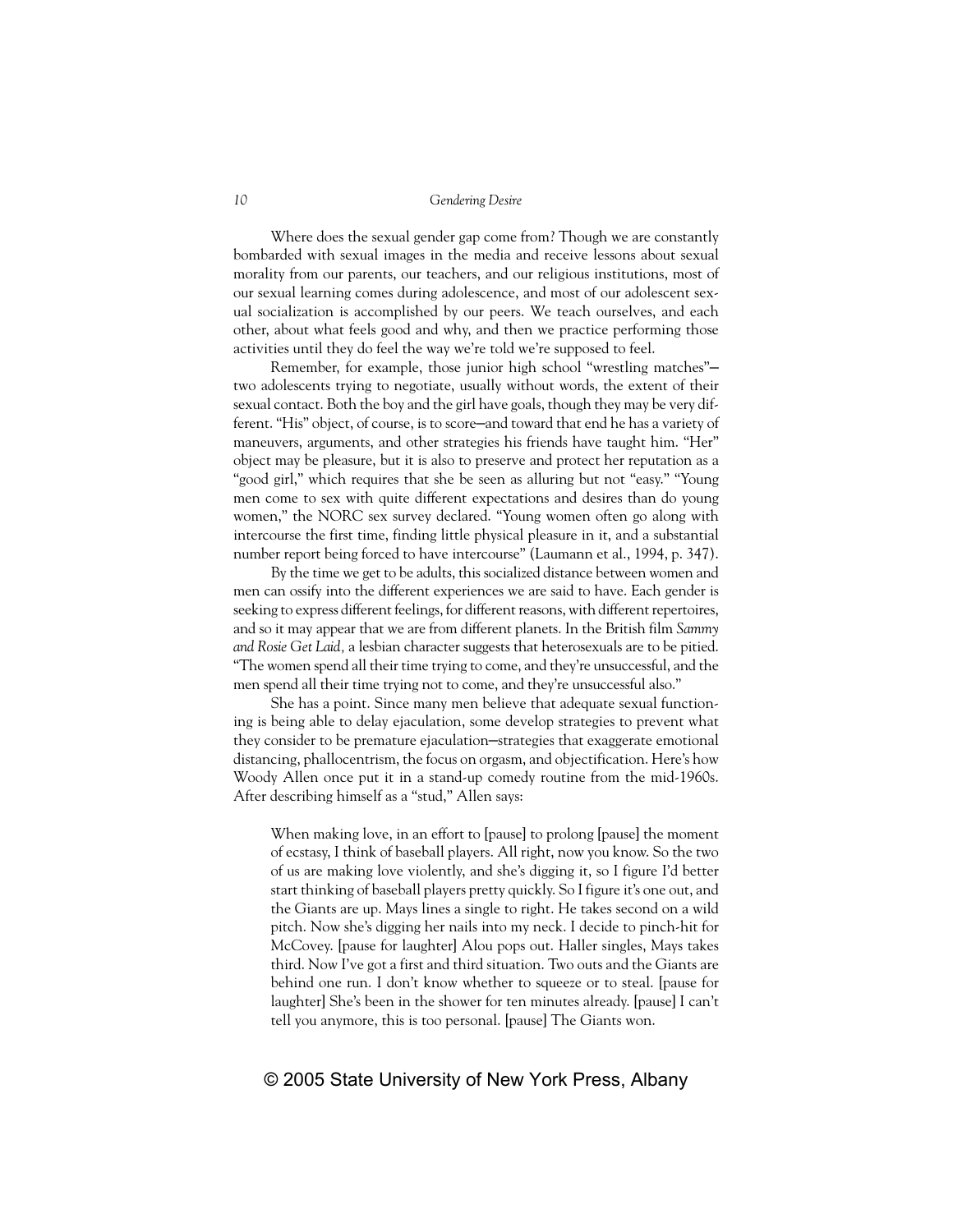Where does the sexual gender gap come from? Though we are constantly bombarded with sexual images in the media and receive lessons about sexual morality from our parents, our teachers, and our religious institutions, most of our sexual learning comes during adolescence, and most of our adolescent sexual socialization is accomplished by our peers. We teach ourselves, and each other, about what feels good and why, and then we practice performing those activities until they do feel the way we're told we're supposed to feel.

Remember, for example, those junior high school "wrestling matches"—two adolescents trying to negotiate, usually without words, the extent of their sexual contact. Both the boy and the girl have goals, though they may be very different. "His" object, of course, is to score—and toward that end he has a variety of maneuvers, arguments, and other strategies his friends have taught him. "Her" object may be pleasure, but it is also to preserve and protect her reputation as a "good girl," which requires that she be seen as alluring but not "easy." "Young men come to sex with quite different expectations and desires than do young women," the NORC sex survey declared. "Young women often go along with intercourse the first time, finding little physical pleasure in it, and a substantial number report being forced to have intercourse" (Laumann et al., 1994, p. 347).

By the time we get to be adults, this socialized distance between women and men can ossify into the different experiences we are said to have. Each gender is seeking to express different feelings, for different reasons, with different repertoires, and so it may appear that we are from different planets. In the British film *Sammy and Rosie Get Laid,* a lesbian character suggests that heterosexuals are to be pitied. "The women spend all their time trying to come, and they're unsuccessful, and the men spend all their time trying not to come, and they're unsuccessful also."

She has a point. Since many men believe that adequate sexual functioning is being able to delay ejaculation, some develop strategies to prevent what they consider to be premature ejaculation—strategies that exaggerate emotional distancing, phallocentrism, the focus on orgasm, and objectification. Here's how Woody Allen once put it in a stand-up comedy routine from the mid-1960s. After describing himself as a "stud," Allen says:

> When making love, in an effort to [pause] to prolong [pause] the moment of ecstasy, I think of baseball players. All right, now you know. So the two of us are making love violently, and she's digging it, so I figure I'd better start thinking of baseball players pretty quickly. So I figure it's one out, and the Giants are up. Mays lines a single to right. He takes second on a wild pitch. Now she's digging her nails into my neck. I decide to pinch-hit for McCovey. [pause for laughter] Alou pops out. Haller singles, Mays takes third. Now I've got a first and third situation. Two outs and the Giants are behind one run. I don't know whether to squeeze or to steal. [pause for laughter] She's been in the shower for ten minutes already. [pause] I can't tell you anymore, this is too personal. [pause] The Giants won.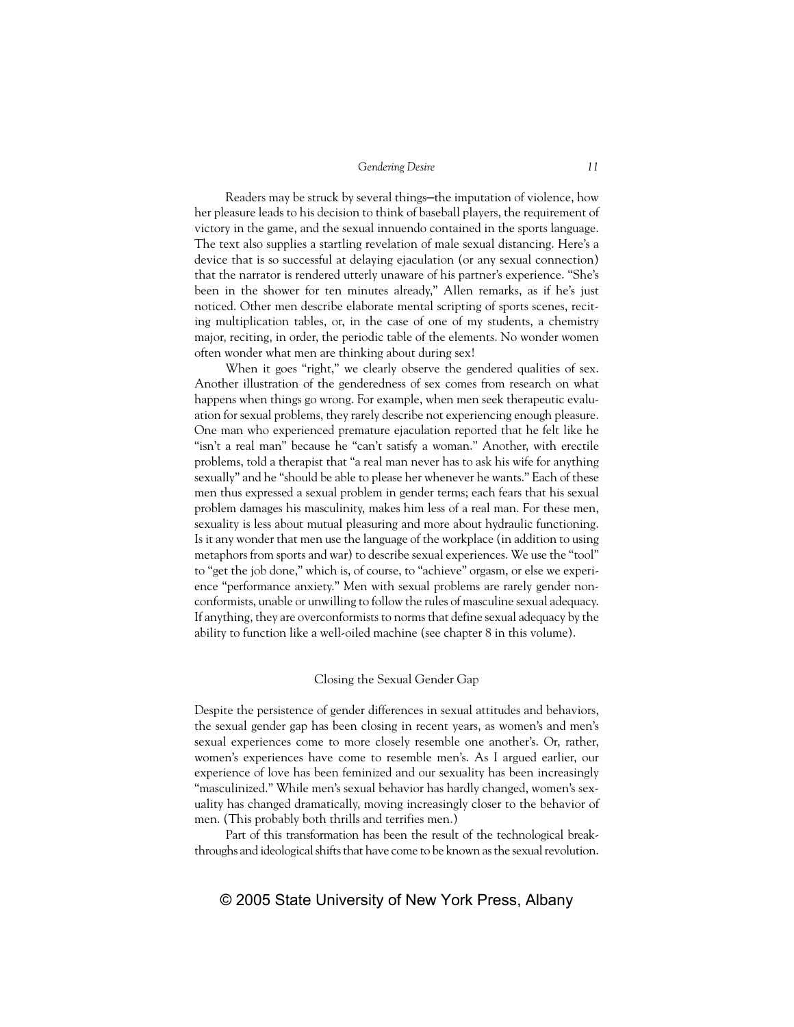Readers may be struck by several things—the imputation of violence, how her pleasure leads to his decision to think of baseball players, the requirement of victory in the game, and the sexual innuendo contained in the sports language. The text also supplies a startling revelation of male sexual distancing. Here's a device that is so successful at delaying ejaculation (or any sexual connection) that the narrator is rendered utterly unaware of his partner's experience. "She's been in the shower for ten minutes already," Allen remarks, as if he's just noticed. Other men describe elaborate mental scripting of sports scenes, reciting multiplication tables, or, in the case of one of my students, a chemistry major, reciting, in order, the periodic table of the elements. No wonder women often wonder what men are thinking about during sex!

When it goes "right," we clearly observe the gendered qualities of sex. Another illustration of the genderedness of sex comes from research on what happens when things go wrong. For example, when men seek therapeutic evaluation for sexual problems, they rarely describe not experiencing enough pleasure. One man who experienced premature ejaculation reported that he felt like he "isn't a real man" because he "can't satisfy a woman." Another, with erectile problems, told a therapist that "a real man never has to ask his wife for anything sexually" and he "should be able to please her whenever he wants." Each of these men thus expressed a sexual problem in gender terms; each fears that his sexual problem damages his masculinity, makes him less of a real man. For these men, sexuality is less about mutual pleasuring and more about hydraulic functioning. Is it any wonder that men use the language of the workplace (in addition to using metaphors from sports and war) to describe sexual experiences. We use the "tool" to "get the job done," which is, of course, to "achieve" orgasm, or else we experience "performance anxiety." Men with sexual problems are rarely gender nonconformists, unable or unwilling to follow the rules of masculine sexual adequacy. If anything, they are overconformists to norms that define sexual adequacy by the ability to function like a well-oiled machine (see chapter 8 in this volume).

## Closing the Sexual Gender Gap

Despite the persistence of gender differences in sexual attitudes and behaviors, the sexual gender gap has been closing in recent years, as women's and men's sexual experiences come to more closely resemble one another's. Or, rather, women's experiences have come to resemble men's. As I argued earlier, our experience of love has been feminized and our sexuality has been increasingly "masculinized." While men's sexual behavior has hardly changed, women's sexuality has changed dramatically, moving increasingly closer to the behavior of men. (This probably both thrills and terrifies men.)

Part of this transformation has been the result of the technological breakthroughs and ideological shifts that have come to be known as the sexual revolution.

© 2005 State University of New York Press, Albany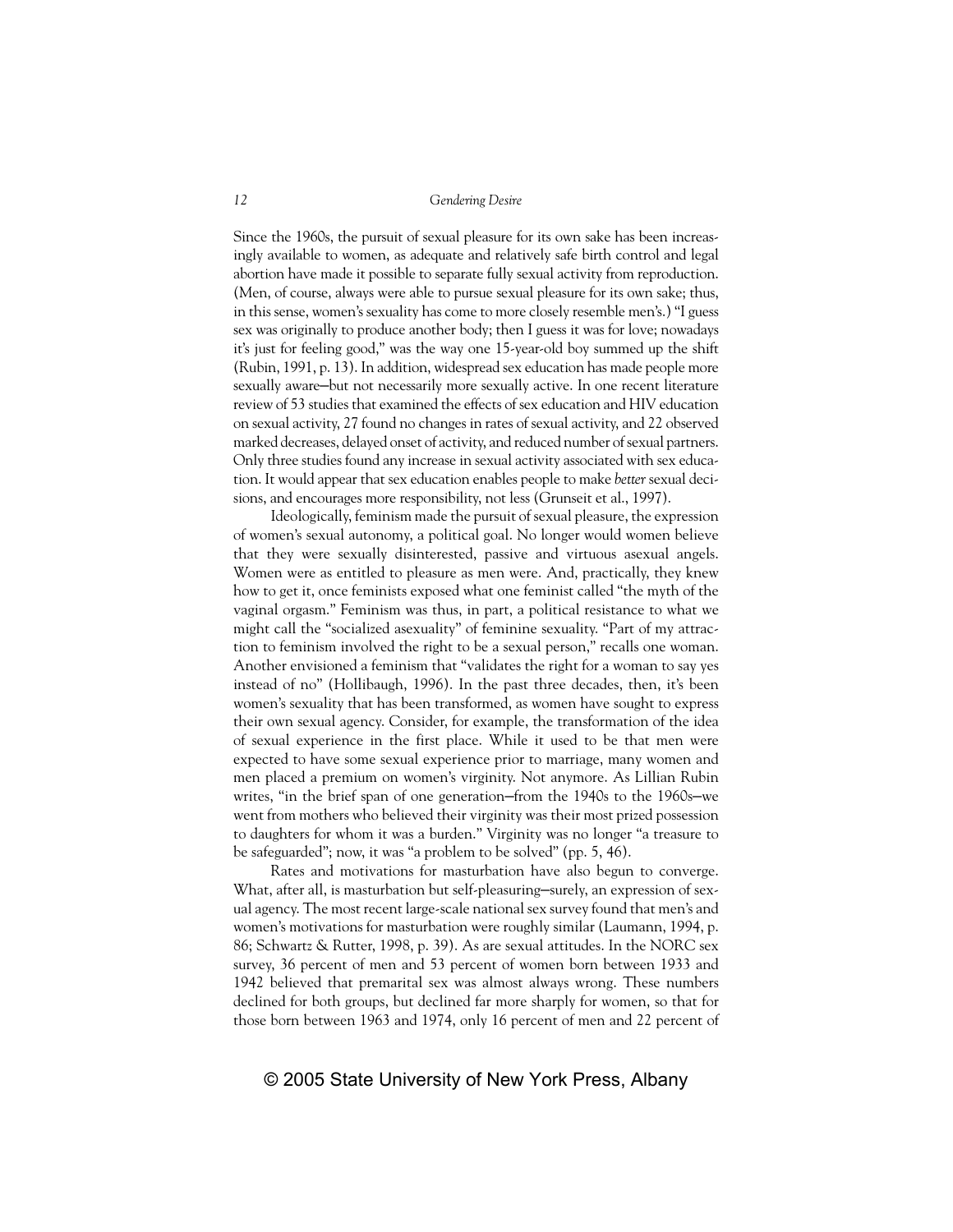Since the 1960s, the pursuit of sexual pleasure for its own sake has been increasingly available to women, as adequate and relatively safe birth control and legal abortion have made it possible to separate fully sexual activity from reproduction. (Men, of course, always were able to pursue sexual pleasure for its own sake; thus, in this sense, women's sexuality has come to more closely resemble men's.) "I guess sex was originally to produce another body; then I guess it was for love; nowadays it's just for feeling good," was the way one 15-year-old boy summed up the shift (Rubin, 1991, p. 13). In addition, widespread sex education has made people more sexually aware—but not necessarily more sexually active. In one recent literature review of 53 studies that examined the effects of sex education and HIV education on sexual activity, 27 found no changes in rates of sexual activity, and 22 observed marked decreases, delayed onset of activity, and reduced number of sexual partners. Only three studies found any increase in sexual activity associated with sex education. It would appear that sex education enables people to make *better* sexual decisions, and encourages more responsibility, not less (Grunseit et al., 1997).

Ideologically, feminism made the pursuit of sexual pleasure, the expression of women's sexual autonomy, a political goal. No longer would women believe that they were sexually disinterested, passive and virtuous asexual angels. Women were as entitled to pleasure as men were. And, practically, they knew how to get it, once feminists exposed what one feminist called "the myth of the vaginal orgasm." Feminism was thus, in part, a political resistance to what we might call the "socialized asexuality" of feminine sexuality. "Part of my attraction to feminism involved the right to be a sexual person," recalls one woman. Another envisioned a feminism that "validates the right for a woman to say yes instead of no" (Hollibaugh, 1996). In the past three decades, then, it's been women's sexuality that has been transformed, as women have sought to express their own sexual agency. Consider, for example, the transformation of the idea of sexual experience in the first place. While it used to be that men were expected to have some sexual experience prior to marriage, many women and men placed a premium on women's virginity. Not anymore. As Lillian Rubin writes, "in the brief span of one generation—from the 1940s to the 1960s—we went from mothers who believed their virginity was their most prized possession to daughters for whom it was a burden." Virginity was no longer "a treasure to be safeguarded"; now, it was "a problem to be solved" (pp. 5, 46).

Rates and motivations for masturbation have also begun to converge. What, after all, is masturbation but self-pleasuring—surely, an expression of sexual agency. The most recent large-scale national sex survey found that men's and women's motivations for masturbation were roughly similar (Laumann, 1994, p. 86; Schwartz & Rutter, 1998, p. 39). As are sexual attitudes. In the NORC sex survey, 36 percent of men and 53 percent of women born between 1933 and 1942 believed that premarital sex was almost always wrong. These numbers declined for both groups, but declined far more sharply for women, so that for those born between 1963 and 1974, only 16 percent of men and 22 percent of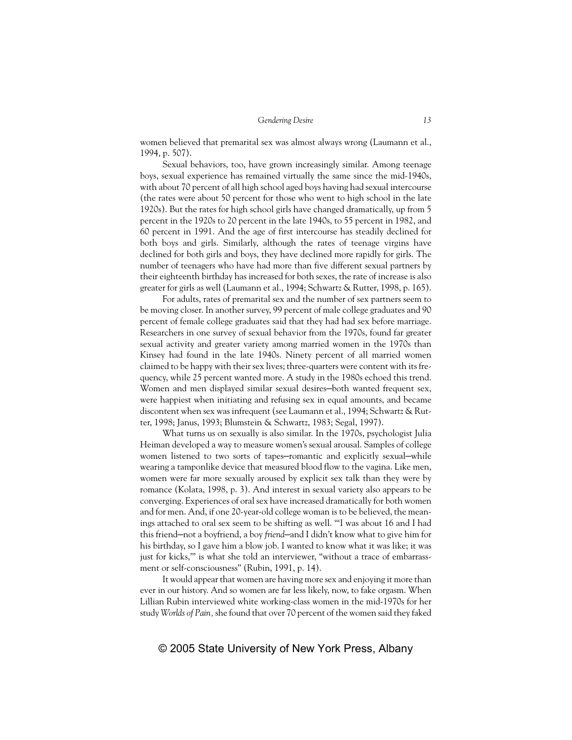women believed that premarital sex was almost always wrong (Laumann et al., 1994, p. 507).

Sexual behaviors, too, have grown increasingly similar. Among teenage boys, sexual experience has remained virtually the same since the mid-1940s, with about 70 percent of all high school aged boys having had sexual intercourse (the rates were about 50 percent for those who went to high school in the late 1920s). But the rates for high school girls have changed dramatically, up from 5 percent in the 1920s to 20 percent in the late 1940s, to 55 percent in 1982, and 60 percent in 1991. And the age of first intercourse has steadily declined for both boys and girls. Similarly, although the rates of teenage virgins have declined for both girls and boys, they have declined more rapidly for girls. The number of teenagers who have had more than five different sexual partners by their eighteenth birthday has increased for both sexes, the rate of increase is also greater for girls as well (Laumann et al., 1994; Schwartz & Rutter, 1998, p. 165).

For adults, rates of premarital sex and the number of sex partners seem to be moving closer. In another survey, 99 percent of male college graduates and 90 percent of female college graduates said that they had had sex before marriage. Researchers in one survey of sexual behavior from the 1970s, found far greater sexual activity and greater variety among married women in the 1970s than Kinsey had found in the late 1940s. Ninety percent of all married women claimed to be happy with their sex lives; three-quarters were content with its frequency, while 25 percent wanted more. A study in the 1980s echoed this trend. Women and men displayed similar sexual desires—both wanted frequent sex, were happiest when initiating and refusing sex in equal amounts, and became discontent when sex was infrequent (see Laumann et al., 1994; Schwartz & Rutter, 1998; Janus, 1993; Blumstein & Schwartz, 1983; Segal, 1997).

What turns us on sexually is also similar. In the 1970s, psychologist Julia Heiman developed a way to measure women's sexual arousal. Samples of college women listened to two sorts of tapes—romantic and explicitly sexual—while wearing a tamponlike device that measured blood flow to the vagina. Like men, women were far more sexually aroused by explicit sex talk than they were by romance (Kolata, 1998, p. 3). And interest in sexual variety also appears to be converging. Experiences of oral sex have increased dramatically for both women and for men. And, if one 20-year-old college woman is to be believed, the meanings attached to oral sex seem to be shifting as well. "'I was about 16 and I had this friend—not a boyfriend, a boy *friend*—and I didn't know what to give him for his birthday, so I gave him a blow job. I wanted to know what it was like; it was just for kicks,'" is what she told an interviewer, "without a trace of embarrassment or self-consciousness" (Rubin, 1991, p. 14).

It would appear that women are having more sex and enjoying it more than ever in our history. And so women are far less likely, now, to fake orgasm. When Lillian Rubin interviewed white working-class women in the mid-1970s for her study *Worlds of Pain*, she found that over 70 percent of the women said they faked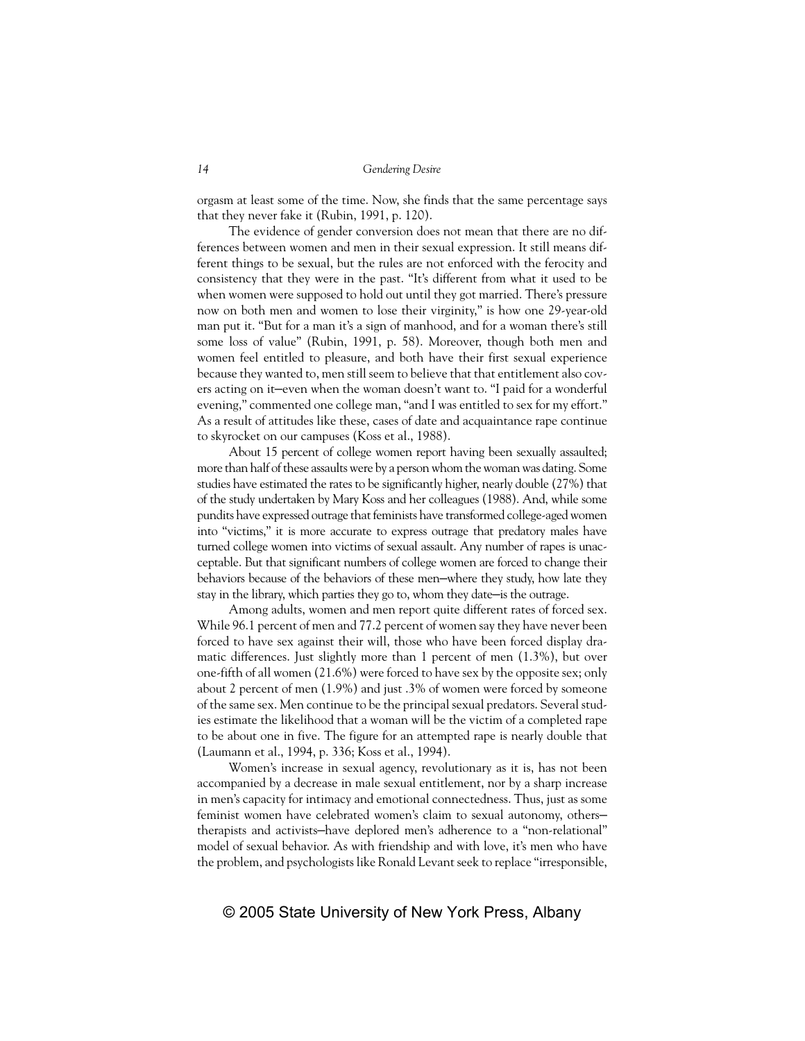orgasm at least some of the time. Now, she finds that the same percentage says that they never fake it (Rubin, 1991, p. 120).

The evidence of gender conversion does not mean that there are no differences between women and men in their sexual expression. It still means different things to be sexual, but the rules are not enforced with the ferocity and consistency that they were in the past. "It's different from what it used to be when women were supposed to hold out until they got married. There's pressure now on both men and women to lose their virginity," is how one 29-year-old man put it. "But for a man it's a sign of manhood, and for a woman there's still some loss of value" (Rubin, 1991, p. 58). Moreover, though both men and women feel entitled to pleasure, and both have their first sexual experience because they wanted to, men still seem to believe that that entitlement also covers acting on it—even when the woman doesn't want to. "I paid for a wonderful evening," commented one college man, "and I was entitled to sex for my effort." As a result of attitudes like these, cases of date and acquaintance rape continue to skyrocket on our campuses (Koss et al., 1988).

About 15 percent of college women report having been sexually assaulted; more than half of these assaults were by a person whom the woman was dating. Some studies have estimated the rates to be significantly higher, nearly double (27%) that of the study undertaken by Mary Koss and her colleagues (1988). And, while some pundits have expressed outrage that feminists have transformed college-aged women into "victims," it is more accurate to express outrage that predatory males have turned college women into victims of sexual assault. Any number of rapes is unacceptable. But that significant numbers of college women are forced to change their behaviors because of the behaviors of these men—where they study, how late they stay in the library, which parties they go to, whom they date—is the outrage.

Among adults, women and men report quite different rates of forced sex. While 96.1 percent of men and 77.2 percent of women say they have never been forced to have sex against their will, those who have been forced display dramatic differences. Just slightly more than 1 percent of men (1.3%), but over one-fifth of all women (21.6%) were forced to have sex by the opposite sex; only about 2 percent of men (1.9%) and just .3% of women were forced by someone of the same sex. Men continue to be the principal sexual predators. Several studies estimate the likelihood that a woman will be the victim of a completed rape to be about one in five. The figure for an attempted rape is nearly double that (Laumann et al., 1994, p. 336; Koss et al., 1994).

Women's increase in sexual agency, revolutionary as it is, has not been accompanied by a decrease in male sexual entitlement, nor by a sharp increase in men's capacity for intimacy and emotional connectedness. Thus, just as some feminist women have celebrated women's claim to sexual autonomy, others—therapists and activists—have deplored men's adherence to a "non-relational" model of sexual behavior. As with friendship and with love, it's men who have the problem, and psychologists like Ronald Levant seek to replace "irresponsible,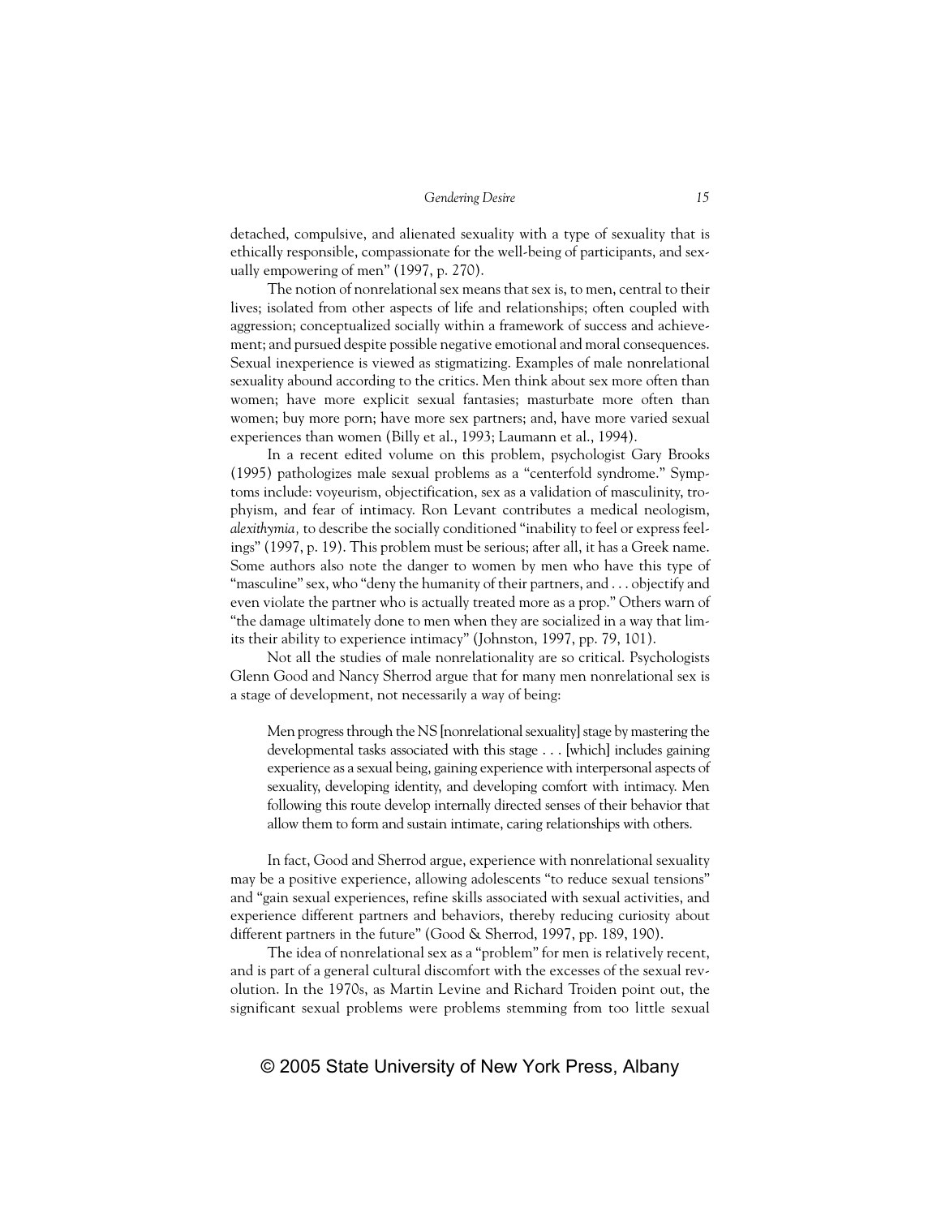detached, compulsive, and alienated sexuality with a type of sexuality that is ethically responsible, compassionate for the well-being of participants, and sexually empowering of men" (1997, p. 270).

The notion of nonrelational sex means that sex is, to men, central to their lives; isolated from other aspects of life and relationships; often coupled with aggression; conceptualized socially within a framework of success and achievement; and pursued despite possible negative emotional and moral consequences. Sexual inexperience is viewed as stigmatizing. Examples of male nonrelational sexuality abound according to the critics. Men think about sex more often than women; have more explicit sexual fantasies; masturbate more often than women; buy more porn; have more sex partners; and, have more varied sexual experiences than women (Billy et al., 1993; Laumann et al., 1994).

In a recent edited volume on this problem, psychologist Gary Brooks (1995) pathologizes male sexual problems as a "centerfold syndrome." Symptoms include: voyeurism, objectification, sex as a validation of masculinity, trophyism, and fear of intimacy. Ron Levant contributes a medical neologism, *alexithymia,* to describe the socially conditioned "inability to feel or express feelings" (1997, p. 19). This problem must be serious; after all, it has a Greek name. Some authors also note the danger to women by men who have this type of "masculine" sex, who "deny the humanity of their partners, and . . . objectify and even violate the partner who is actually treated more as a prop." Others warn of "the damage ultimately done to men when they are socialized in a way that limits their ability to experience intimacy" (Johnston, 1997, pp. 79, 101).

Not all the studies of male nonrelationality are so critical. Psychologists Glenn Good and Nancy Sherrod argue that for many men nonrelational sex is a stage of development, not necessarily a way of being:

> Men progress through the NS [nonrelational sexuality] stage by mastering the developmental tasks associated with this stage . . . [which] includes gaining experience as a sexual being, gaining experience with interpersonal aspects of sexuality, developing identity, and developing comfort with intimacy. Men following this route develop internally directed senses of their behavior that allow them to form and sustain intimate, caring relationships with others.

In fact, Good and Sherrod argue, experience with nonrelational sexuality may be a positive experience, allowing adolescents "to reduce sexual tensions" and "gain sexual experiences, refine skills associated with sexual activities, and experience different partners and behaviors, thereby reducing curiosity about different partners in the future" (Good & Sherrod, 1997, pp. 189, 190).

The idea of nonrelational sex as a "problem" for men is relatively recent, and is part of a general cultural discomfort with the excesses of the sexual revolution. In the 1970s, as Martin Levine and Richard Troiden point out, the significant sexual problems were problems stemming from too little sexual

© 2005 State University of New York Press, Albany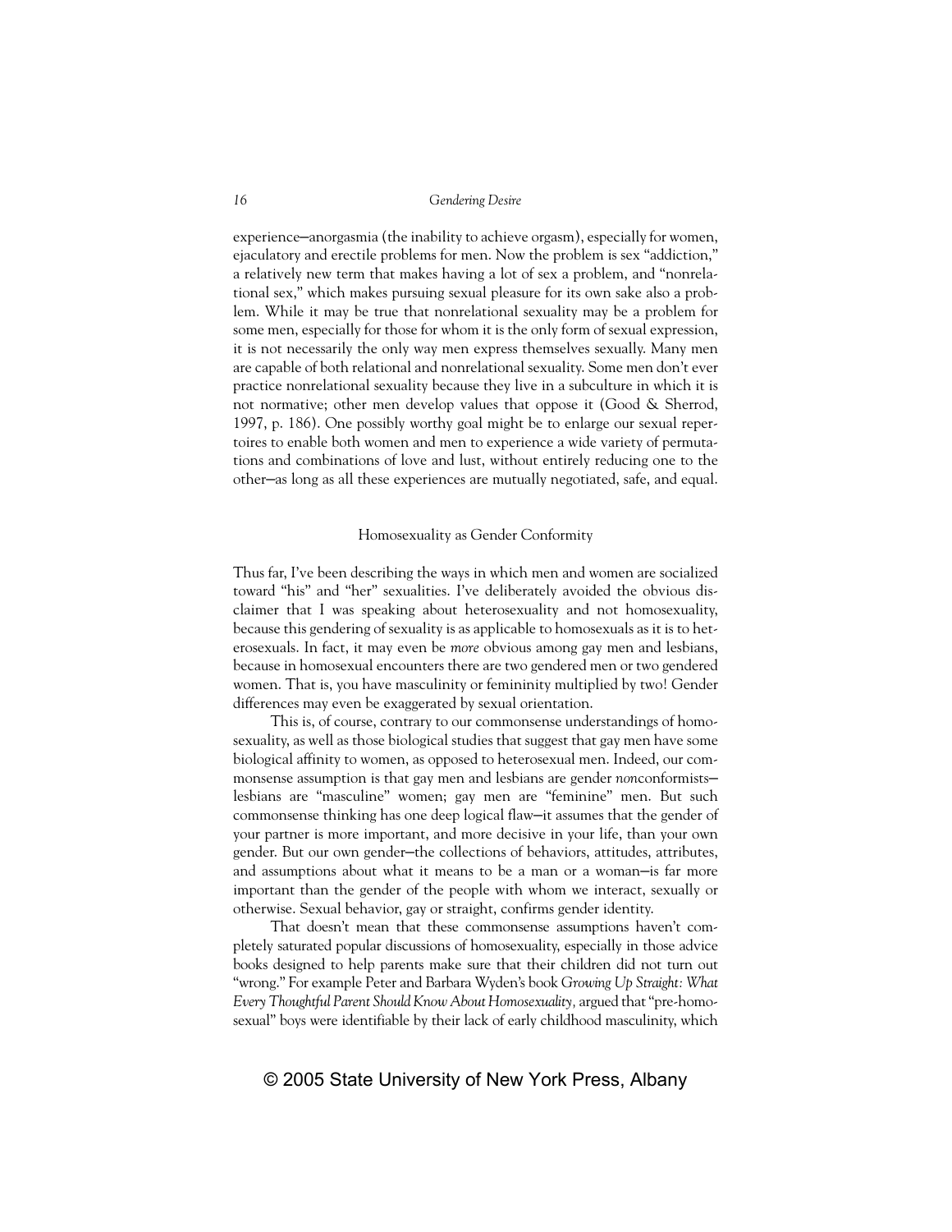experience—anorgasmia (the inability to achieve orgasm), especially for women, ejaculatory and erectile problems for men. Now the problem is sex "addiction," a relatively new term that makes having a lot of sex a problem, and "nonrelational sex," which makes pursuing sexual pleasure for its own sake also a problem. While it may be true that nonrelational sexuality may be a problem for some men, especially for those for whom it is the only form of sexual expression, it is not necessarily the only way men express themselves sexually. Many men are capable of both relational and nonrelational sexuality. Some men don't ever practice nonrelational sexuality because they live in a subculture in which it is not normative; other men develop values that oppose it (Good & Sherrod, 1997, p. 186). One possibly worthy goal might be to enlarge our sexual repertoires to enable both women and men to experience a wide variety of permutations and combinations of love and lust, without entirely reducing one to the other—as long as all these experiences are mutually negotiated, safe, and equal.

## Homosexuality as Gender Conformity

Thus far, I've been describing the ways in which men and women are socialized toward "his" and "her" sexualities. I've deliberately avoided the obvious disclaimer that I was speaking about heterosexuality and not homosexuality, because this gendering of sexuality is as applicable to homosexuals as it is to heterosexuals. In fact, it may even be *more* obvious among gay men and lesbians, because in homosexual encounters there are two gendered men or two gendered women. That is, you have masculinity or femininity multiplied by two! Gender differences may even be exaggerated by sexual orientation.

This is, of course, contrary to our commonsense understandings of homosexuality, as well as those biological studies that suggest that gay men have some biological affinity to women, as opposed to heterosexual men. Indeed, our commonsense assumption is that gay men and lesbians are gender *non*conformists—lesbians are "masculine" women; gay men are "feminine" men. But such commonsense thinking has one deep logical flaw—it assumes that the gender of your partner is more important, and more decisive in your life, than your own gender. But our own gender—the collections of behaviors, attitudes, attributes, and assumptions about what it means to be a man or a woman—is far more important than the gender of the people with whom we interact, sexually or otherwise. Sexual behavior, gay or straight, confirms gender identity.

That doesn't mean that these commonsense assumptions haven't completely saturated popular discussions of homosexuality, especially in those advice books designed to help parents make sure that their children did not turn out "wrong." For example Peter and Barbara Wyden's book *Growing Up Straight: What Every Thoughtful Parent Should Know About Homosexuality,* argued that "pre-homosexual" boys were identifiable by their lack of early childhood masculinity, which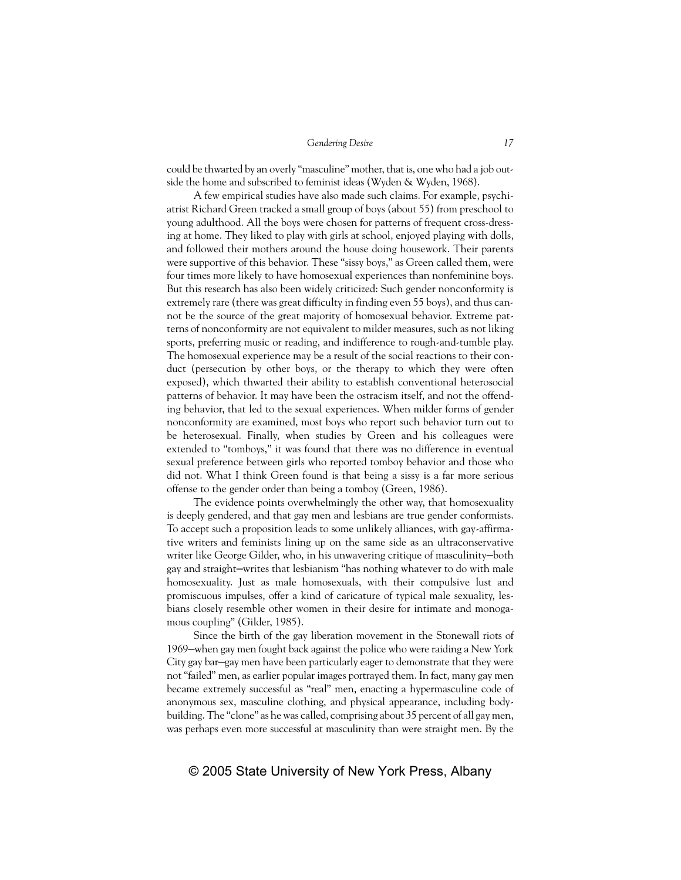could be thwarted by an overly "masculine" mother, that is, one who had a job outside the home and subscribed to feminist ideas (Wyden & Wyden, 1968).

A few empirical studies have also made such claims. For example, psychiatrist Richard Green tracked a small group of boys (about 55) from preschool to young adulthood. All the boys were chosen for patterns of frequent cross-dressing at home. They liked to play with girls at school, enjoyed playing with dolls, and followed their mothers around the house doing housework. Their parents were supportive of this behavior. These "sissy boys," as Green called them, were four times more likely to have homosexual experiences than nonfeminine boys. But this research has also been widely criticized: Such gender nonconformity is extremely rare (there was great difficulty in finding even 55 boys), and thus cannot be the source of the great majority of homosexual behavior. Extreme patterns of nonconformity are not equivalent to milder measures, such as not liking sports, preferring music or reading, and indifference to rough-and-tumble play. The homosexual experience may be a result of the social reactions to their conduct (persecution by other boys, or the therapy to which they were often exposed), which thwarted their ability to establish conventional heterosocial patterns of behavior. It may have been the ostracism itself, and not the offending behavior, that led to the sexual experiences. When milder forms of gender nonconformity are examined, most boys who report such behavior turn out to be heterosexual. Finally, when studies by Green and his colleagues were extended to "tomboys," it was found that there was no difference in eventual sexual preference between girls who reported tomboy behavior and those who did not. What I think Green found is that being a sissy is a far more serious offense to the gender order than being a tomboy (Green, 1986).

The evidence points overwhelmingly the other way, that homosexuality is deeply gendered, and that gay men and lesbians are true gender conformists. To accept such a proposition leads to some unlikely alliances, with gay-affirmative writers and feminists lining up on the same side as an ultraconservative writer like George Gilder, who, in his unwavering critique of masculinity—both gay and straight—writes that lesbianism "has nothing whatever to do with male homosexuality. Just as male homosexuals, with their compulsive lust and promiscuous impulses, offer a kind of caricature of typical male sexuality, lesbians closely resemble other women in their desire for intimate and monogamous coupling" (Gilder, 1985).

Since the birth of the gay liberation movement in the Stonewall riots of 1969—when gay men fought back against the police who were raiding a New York City gay bar—gay men have been particularly eager to demonstrate that they were not "failed" men, as earlier popular images portrayed them. In fact, many gay men became extremely successful as "real" men, enacting a hypermasculine code of anonymous sex, masculine clothing, and physical appearance, including bodybuilding. The "clone" as he was called, comprising about 35 percent of all gay men, was perhaps even more successful at masculinity than were straight men. By the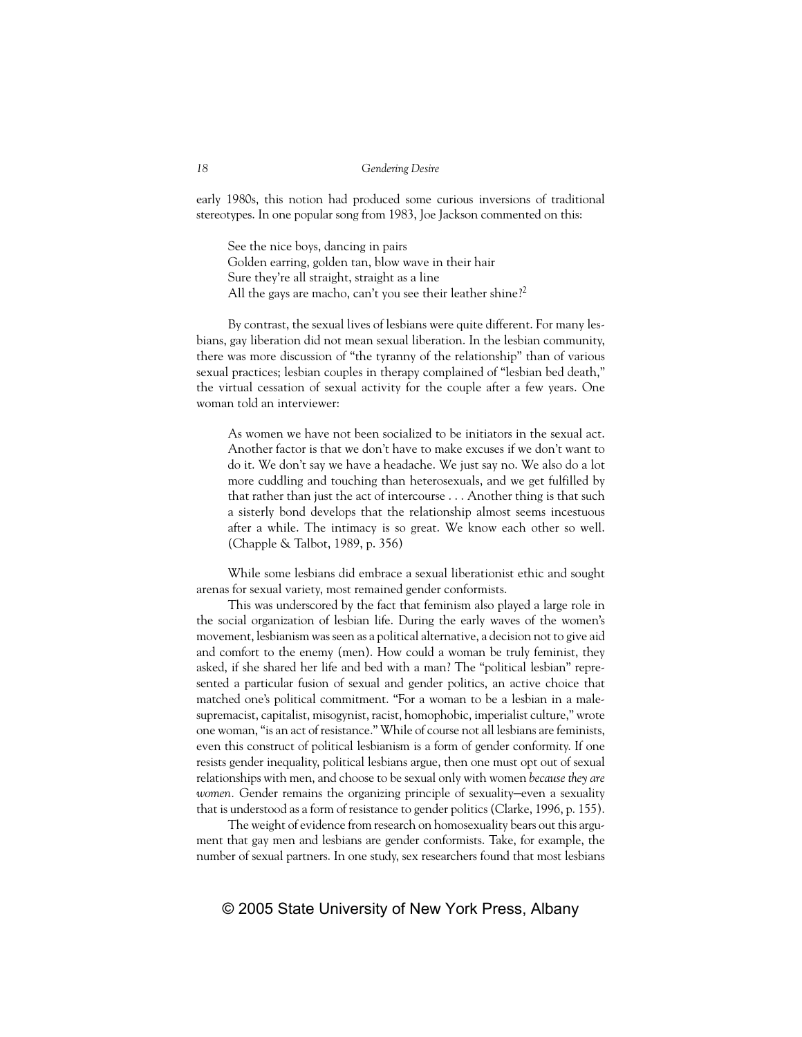early 1980s, this notion had produced some curious inversions of traditional stereotypes. In one popular song from 1983, Joe Jackson commented on this:

> See the nice boys, dancing in pairs
> Golden earring, golden tan, blow wave in their hair
> Sure they're all straight, straight as a line
> All the gays are macho, can't you see their leather shine?[2]

By contrast, the sexual lives of lesbians were quite different. For many lesbians, gay liberation did not mean sexual liberation. In the lesbian community, there was more discussion of "the tyranny of the relationship" than of various sexual practices; lesbian couples in therapy complained of "lesbian bed death," the virtual cessation of sexual activity for the couple after a few years. One woman told an interviewer:

> As women we have not been socialized to be initiators in the sexual act. Another factor is that we don't have to make excuses if we don't want to do it. We don't say we have a headache. We just say no. We also do a lot more cuddling and touching than heterosexuals, and we get fulfilled by that rather than just the act of intercourse . . . Another thing is that such a sisterly bond develops that the relationship almost seems incestuous after a while. The intimacy is so great. We know each other so well. (Chapple & Talbot, 1989, p. 356)

While some lesbians did embrace a sexual liberationist ethic and sought arenas for sexual variety, most remained gender conformists.

This was underscored by the fact that feminism also played a large role in the social organization of lesbian life. During the early waves of the women's movement, lesbianism was seen as a political alternative, a decision not to give aid and comfort to the enemy (men). How could a woman be truly feminist, they asked, if she shared her life and bed with a man? The "political lesbian" represented a particular fusion of sexual and gender politics, an active choice that matched one's political commitment. "For a woman to be a lesbian in a male-supremacist, capitalist, misogynist, racist, homophobic, imperialist culture," wrote one woman, "is an act of resistance." While of course not all lesbians are feminists, even this construct of political lesbianism is a form of gender conformity. If one resists gender inequality, political lesbians argue, then one must opt out of sexual relationships with men, and choose to be sexual only with women *because they are women.* Gender remains the organizing principle of sexuality—even a sexuality that is understood as a form of resistance to gender politics (Clarke, 1996, p. 155).

The weight of evidence from research on homosexuality bears out this argument that gay men and lesbians are gender conformists. Take, for example, the number of sexual partners. In one study, sex researchers found that most lesbians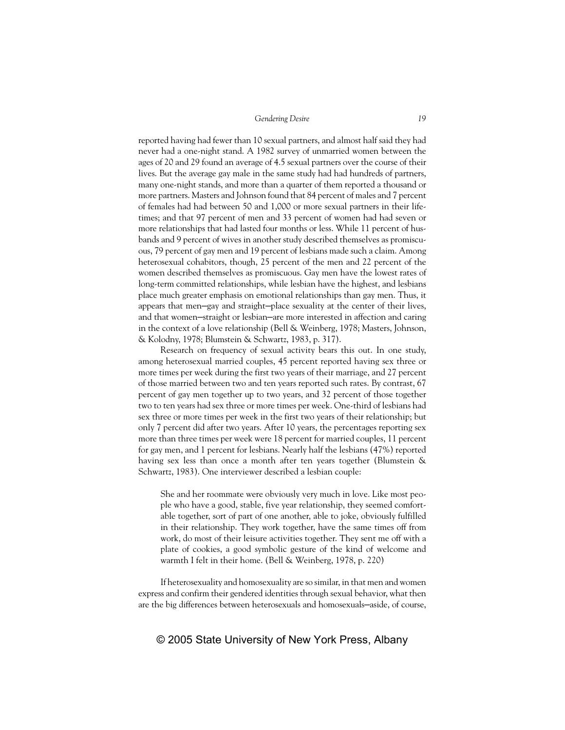reported having had fewer than 10 sexual partners, and almost half said they had never had a one-night stand. A 1982 survey of unmarried women between the ages of 20 and 29 found an average of 4.5 sexual partners over the course of their lives. But the average gay male in the same study had had hundreds of partners, many one-night stands, and more than a quarter of them reported a thousand or more partners. Masters and Johnson found that 84 percent of males and 7 percent of females had had between 50 and 1,000 or more sexual partners in their lifetimes; and that 97 percent of men and 33 percent of women had had seven or more relationships that had lasted four months or less. While 11 percent of husbands and 9 percent of wives in another study described themselves as promiscuous, 79 percent of gay men and 19 percent of lesbians made such a claim. Among heterosexual cohabitors, though, 25 percent of the men and 22 percent of the women described themselves as promiscuous. Gay men have the lowest rates of long-term committed relationships, while lesbian have the highest, and lesbians place much greater emphasis on emotional relationships than gay men. Thus, it appears that men—gay and straight—place sexuality at the center of their lives, and that women—straight or lesbian—are more interested in affection and caring in the context of a love relationship (Bell & Weinberg, 1978; Masters, Johnson, & Kolodny, 1978; Blumstein & Schwartz, 1983, p. 317).

Research on frequency of sexual activity bears this out. In one study, among heterosexual married couples, 45 percent reported having sex three or more times per week during the first two years of their marriage, and 27 percent of those married between two and ten years reported such rates. By contrast, 67 percent of gay men together up to two years, and 32 percent of those together two to ten years had sex three or more times per week. One-third of lesbians had sex three or more times per week in the first two years of their relationship; but only 7 percent did after two years. After 10 years, the percentages reporting sex more than three times per week were 18 percent for married couples, 11 percent for gay men, and 1 percent for lesbians. Nearly half the lesbians (47%) reported having sex less than once a month after ten years together (Blumstein & Schwartz, 1983). One interviewer described a lesbian couple:

> She and her roommate were obviously very much in love. Like most people who have a good, stable, five year relationship, they seemed comfortable together, sort of part of one another, able to joke, obviously fulfilled in their relationship. They work together, have the same times off from work, do most of their leisure activities together. They sent me off with a plate of cookies, a good symbolic gesture of the kind of welcome and warmth I felt in their home. (Bell & Weinberg, 1978, p. 220)

If heterosexuality and homosexuality are so similar, in that men and women express and confirm their gendered identities through sexual behavior, what then are the big differences between heterosexuals and homosexuals—aside, of course,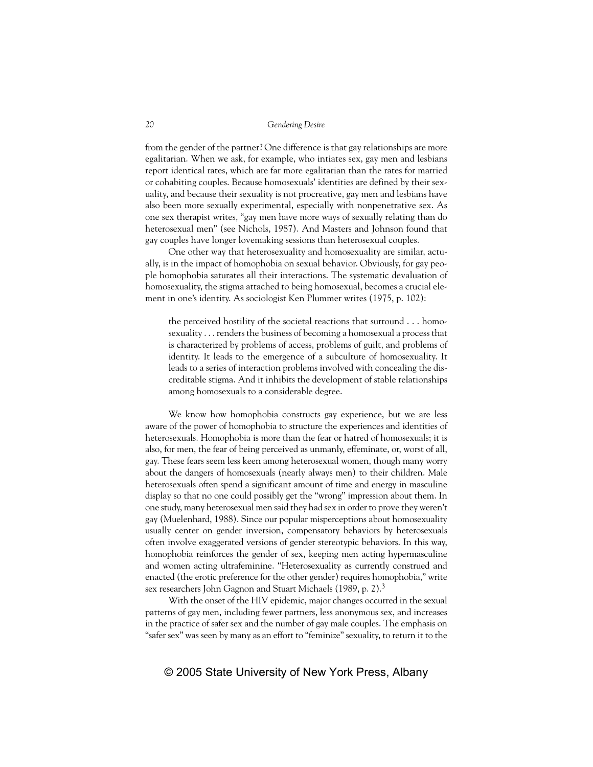from the gender of the partner? One difference is that gay relationships are more egalitarian. When we ask, for example, who intiates sex, gay men and lesbians report identical rates, which are far more egalitarian than the rates for married or cohabiting couples. Because homosexuals' identities are defined by their sexuality, and because their sexuality is not procreative, gay men and lesbians have also been more sexually experimental, especially with nonpenetrative sex. As one sex therapist writes, "gay men have more ways of sexually relating than do heterosexual men" (see Nichols, 1987). And Masters and Johnson found that gay couples have longer lovemaking sessions than heterosexual couples.

One other way that heterosexuality and homosexuality are similar, actually, is in the impact of homophobia on sexual behavior. Obviously, for gay people homophobia saturates all their interactions. The systematic devaluation of homosexuality, the stigma attached to being homosexual, becomes a crucial element in one's identity. As sociologist Ken Plummer writes (1975, p. 102):

> the perceived hostility of the societal reactions that surround . . . homosexuality . . . renders the business of becoming a homosexual a process that is characterized by problems of access, problems of guilt, and problems of identity. It leads to the emergence of a subculture of homosexuality. It leads to a series of interaction problems involved with concealing the discreditable stigma. And it inhibits the development of stable relationships among homosexuals to a considerable degree.

We know how homophobia constructs gay experience, but we are less aware of the power of homophobia to structure the experiences and identities of heterosexuals. Homophobia is more than the fear or hatred of homosexuals; it is also, for men, the fear of being perceived as unmanly, effeminate, or, worst of all, gay. These fears seem less keen among heterosexual women, though many worry about the dangers of homosexuals (nearly always men) to their children. Male heterosexuals often spend a significant amount of time and energy in masculine display so that no one could possibly get the "wrong" impression about them. In one study, many heterosexual men said they had sex in order to prove they weren't gay (Muelenhard, 1988). Since our popular misperceptions about homosexuality usually center on gender inversion, compensatory behaviors by heterosexuals often involve exaggerated versions of gender stereotypic behaviors. In this way, homophobia reinforces the gender of sex, keeping men acting hypermasculine and women acting ultrafeminine. "Heterosexuality as currently construed and enacted (the erotic preference for the other gender) requires homophobia," write sex researchers John Gagnon and Stuart Michaels (1989, p. 2).[3]

With the onset of the HIV epidemic, major changes occurred in the sexual patterns of gay men, including fewer partners, less anonymous sex, and increases in the practice of safer sex and the number of gay male couples. The emphasis on "safer sex" was seen by many as an effort to "feminize" sexuality, to return it to the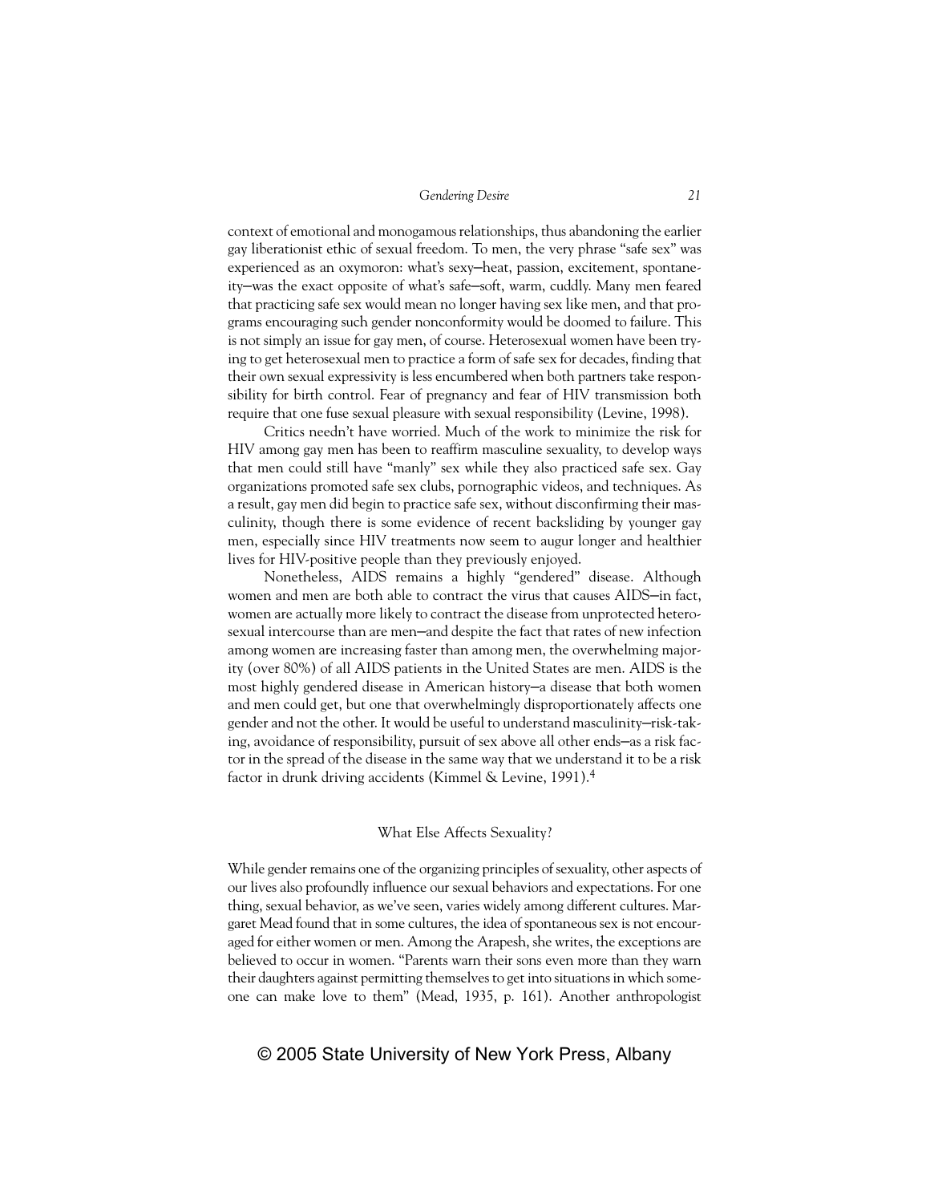context of emotional and monogamous relationships, thus abandoning the earlier gay liberationist ethic of sexual freedom. To men, the very phrase "safe sex" was experienced as an oxymoron: what's sexy—heat, passion, excitement, spontaneity—was the exact opposite of what's safe—soft, warm, cuddly. Many men feared that practicing safe sex would mean no longer having sex like men, and that programs encouraging such gender nonconformity would be doomed to failure. This is not simply an issue for gay men, of course. Heterosexual women have been trying to get heterosexual men to practice a form of safe sex for decades, finding that their own sexual expressivity is less encumbered when both partners take responsibility for birth control. Fear of pregnancy and fear of HIV transmission both require that one fuse sexual pleasure with sexual responsibility (Levine, 1998).

Critics needn't have worried. Much of the work to minimize the risk for HIV among gay men has been to reaffirm masculine sexuality, to develop ways that men could still have "manly" sex while they also practiced safe sex. Gay organizations promoted safe sex clubs, pornographic videos, and techniques. As a result, gay men did begin to practice safe sex, without disconfirming their masculinity, though there is some evidence of recent backsliding by younger gay men, especially since HIV treatments now seem to augur longer and healthier lives for HIV-positive people than they previously enjoyed.

Nonetheless, AIDS remains a highly "gendered" disease. Although women and men are both able to contract the virus that causes AIDS—in fact, women are actually more likely to contract the disease from unprotected heterosexual intercourse than are men—and despite the fact that rates of new infection among women are increasing faster than among men, the overwhelming majority (over 80%) of all AIDS patients in the United States are men. AIDS is the most highly gendered disease in American history—a disease that both women and men could get, but one that overwhelmingly disproportionately affects one gender and not the other. It would be useful to understand masculinity—risk-taking, avoidance of responsibility, pursuit of sex above all other ends—as a risk factor in the spread of the disease in the same way that we understand it to be a risk factor in drunk driving accidents (Kimmel & Levine, 1991).[4]

## What Else Affects Sexuality?

While gender remains one of the organizing principles of sexuality, other aspects of our lives also profoundly influence our sexual behaviors and expectations. For one thing, sexual behavior, as we've seen, varies widely among different cultures. Margaret Mead found that in some cultures, the idea of spontaneous sex is not encouraged for either women or men. Among the Arapesh, she writes, the exceptions are believed to occur in women. "Parents warn their sons even more than they warn their daughters against permitting themselves to get into situations in which someone can make love to them" (Mead, 1935, p. 161). Another anthropologist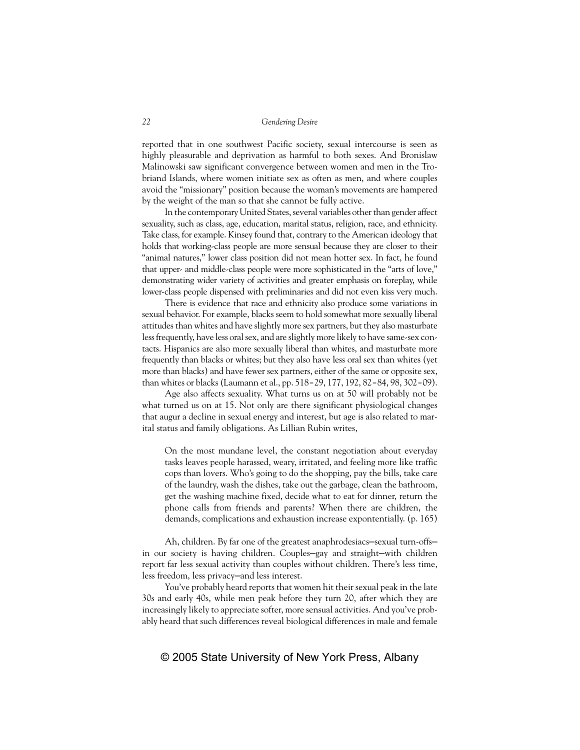reported that in one southwest Pacific society, sexual intercourse is seen as highly pleasurable and deprivation as harmful to both sexes. And Bronislaw Malinowski saw significant convergence between women and men in the Trobriand Islands, where women initiate sex as often as men, and where couples avoid the "missionary" position because the woman's movements are hampered by the weight of the man so that she cannot be fully active.

In the contemporary United States, several variables other than gender affect sexuality, such as class, age, education, marital status, religion, race, and ethnicity. Take class, for example. Kinsey found that, contrary to the American ideology that holds that working-class people are more sensual because they are closer to their "animal natures," lower class position did not mean hotter sex. In fact, he found that upper- and middle-class people were more sophisticated in the "arts of love," demonstrating wider variety of activities and greater emphasis on foreplay, while lower-class people dispensed with preliminaries and did not even kiss very much.

There is evidence that race and ethnicity also produce some variations in sexual behavior. For example, blacks seem to hold somewhat more sexually liberal attitudes than whites and have slightly more sex partners, but they also masturbate less frequently, have less oral sex, and are slightly more likely to have same-sex contacts. Hispanics are also more sexually liberal than whites, and masturbate more frequently than blacks or whites; but they also have less oral sex than whites (yet more than blacks) and have fewer sex partners, either of the same or opposite sex, than whites or blacks (Laumann et al., pp. 518–29, 177, 192, 82–84, 98, 302–09).

Age also affects sexuality. What turns us on at 50 will probably not be what turned us on at 15. Not only are there significant physiological changes that augur a decline in sexual energy and interest, but age is also related to marital status and family obligations. As Lillian Rubin writes,

> On the most mundane level, the constant negotiation about everyday tasks leaves people harassed, weary, irritated, and feeling more like traffic cops than lovers. Who's going to do the shopping, pay the bills, take care of the laundry, wash the dishes, take out the garbage, clean the bathroom, get the washing machine fixed, decide what to eat for dinner, return the phone calls from friends and parents? When there are children, the demands, complications and exhaustion increase expontentially. (p. 165)

Ah, children. By far one of the greatest anaphrodesiacs—sexual turn-offs—in our society is having children. Couples—gay and straight—with children report far less sexual activity than couples without children. There's less time, less freedom, less privacy—and less interest.

You've probably heard reports that women hit their sexual peak in the late 30s and early 40s, while men peak before they turn 20, after which they are increasingly likely to appreciate softer, more sensual activities. And you've probably heard that such differences reveal biological differences in male and female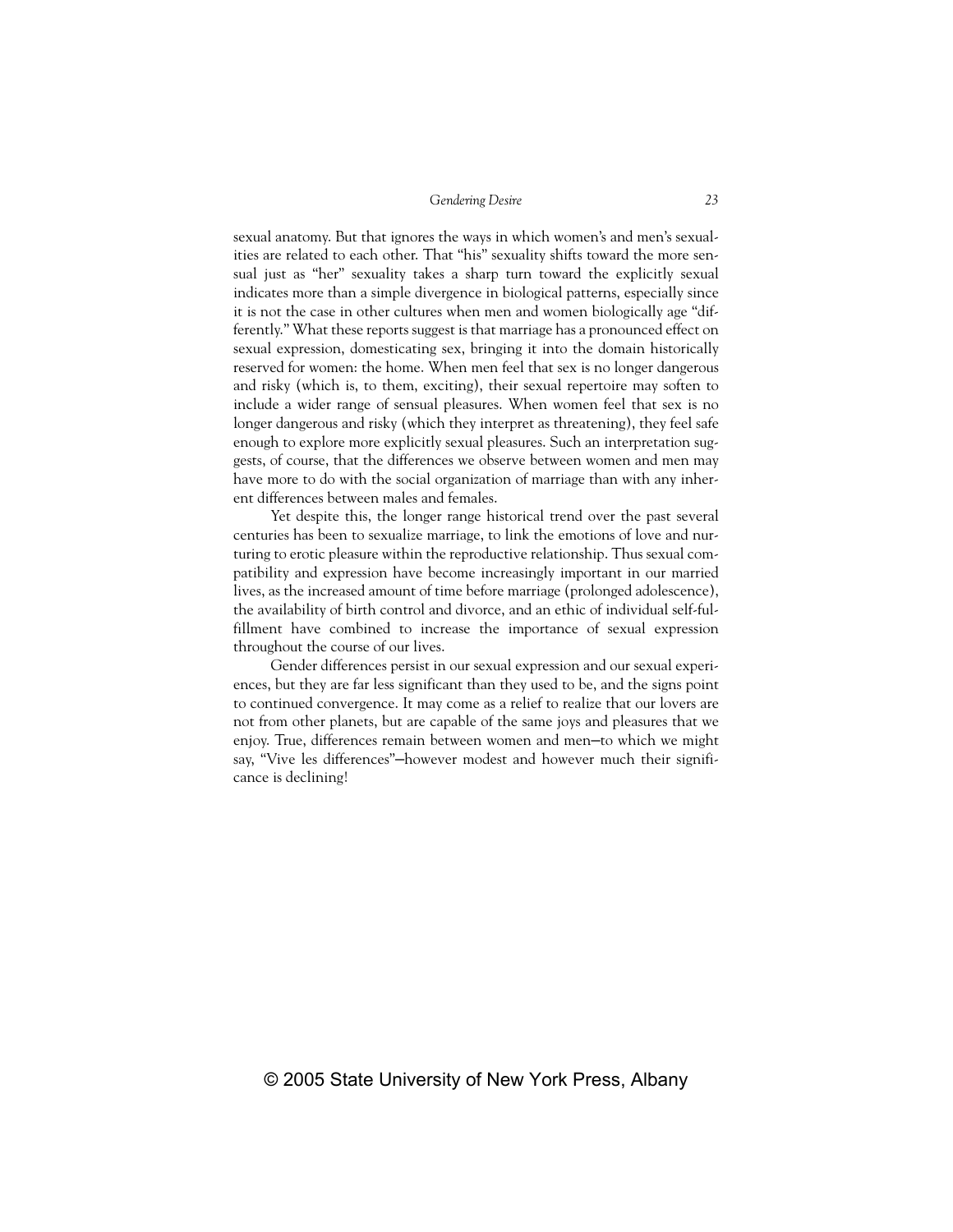sexual anatomy. But that ignores the ways in which women's and men's sexualities are related to each other. That "his" sexuality shifts toward the more sensual just as "her" sexuality takes a sharp turn toward the explicitly sexual indicates more than a simple divergence in biological patterns, especially since it is not the case in other cultures when men and women biologically age "differently." What these reports suggest is that marriage has a pronounced effect on sexual expression, domesticating sex, bringing it into the domain historically reserved for women: the home. When men feel that sex is no longer dangerous and risky (which is, to them, exciting), their sexual repertoire may soften to include a wider range of sensual pleasures. When women feel that sex is no longer dangerous and risky (which they interpret as threatening), they feel safe enough to explore more explicitly sexual pleasures. Such an interpretation suggests, of course, that the differences we observe between women and men may have more to do with the social organization of marriage than with any inherent differences between males and females.

Yet despite this, the longer range historical trend over the past several centuries has been to sexualize marriage, to link the emotions of love and nurturing to erotic pleasure within the reproductive relationship. Thus sexual compatibility and expression have become increasingly important in our married lives, as the increased amount of time before marriage (prolonged adolescence), the availability of birth control and divorce, and an ethic of individual self-fulfillment have combined to increase the importance of sexual expression throughout the course of our lives.

Gender differences persist in our sexual expression and our sexual experiences, but they are far less significant than they used to be, and the signs point to continued convergence. It may come as a relief to realize that our lovers are not from other planets, but are capable of the same joys and pleasures that we enjoy. True, differences remain between women and men—to which we might say, "Vive les differences"—however modest and however much their significance is declining!

© 2005 State University of New York Press, Albany